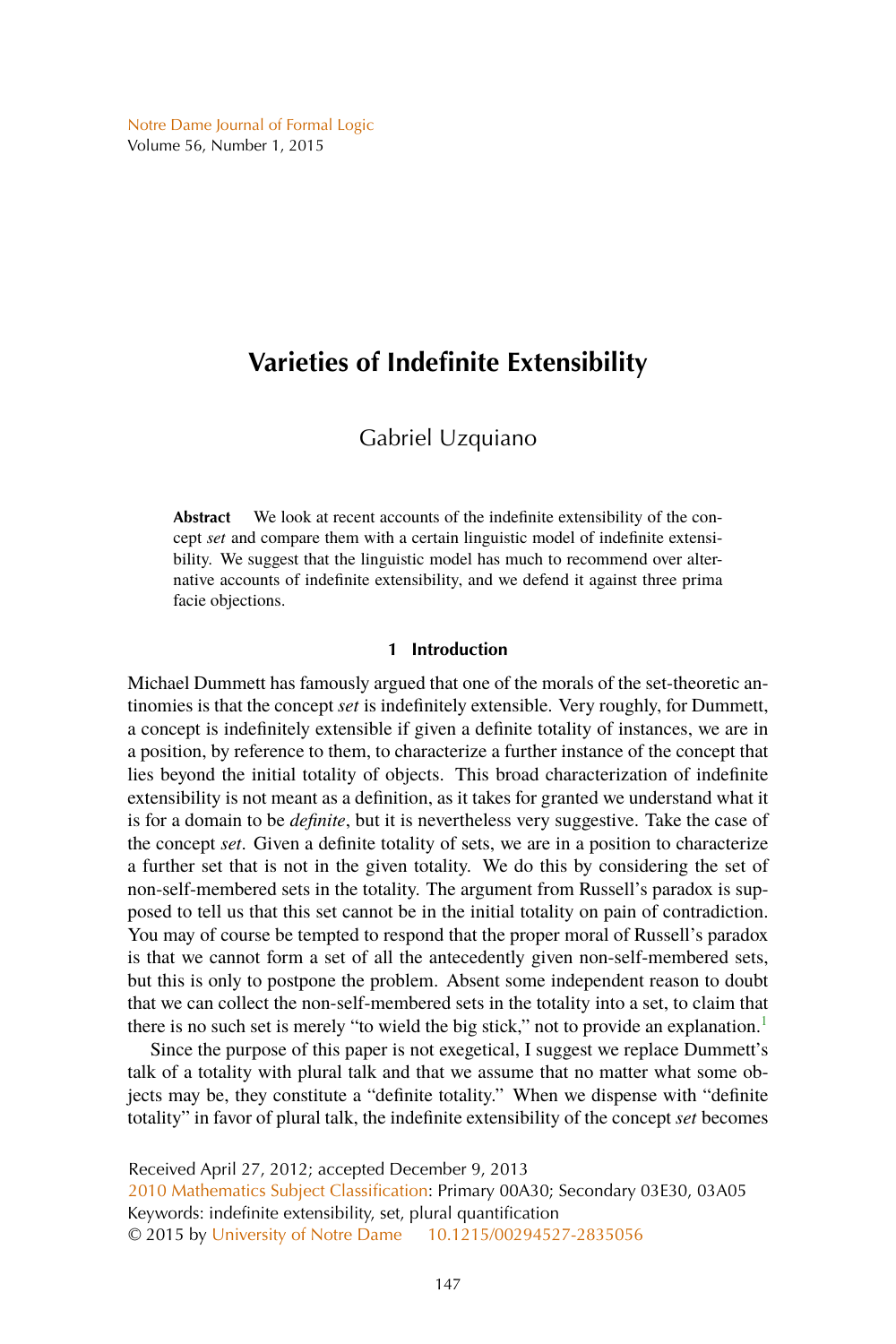# Varieties of Indefinite Extensibility

Gabriel Uzquiano

**Abstract** We look at recent accounts of the indefinite extensibility of the concept *set* and compare them with a certain linguistic model of indefinite extensibility. We suggest that the linguistic model has much to recommend over alternative accounts of indefinite extensibility, and we defend it against three prima facie objections.

## 1 Introduction

Michael Dummett has famously argued that one of the morals of the set-theoretic antinomies is that the concept *set* is indefinitely extensible. Very roughly, for Dummett, a concept is indefinitely extensible if given a definite totality of instances, we are in a position, by reference to them, to characterize a further instance of the concept that lies beyond the initial totality of objects. This broad characterization of indefinite extensibility is not meant as a definition, as it takes for granted we understand what it is for a domain to be *definite*, but it is nevertheless very suggestive. Take the case of the concept *set*. Given a definite totality of sets, we are in a position to characterize a further set that is not in the given totality. We do this by considering the set of non-self-membered sets in the totality. The argument from Russell's paradox is supposed to tell us that this set cannot be in the initial totality on pain of contradiction. You may of course be tempted to respond that the proper moral of Russell's paradox is that we cannot form a set of all the antecedently given non-self-membered sets, but this is only to postpone the problem. Absent some independent reason to doubt that we can collect the non-self-membered sets in the totality into a set, to claim that there is no such set is merely "to wield the big stick," not to provide an explanation.[1]

Since the purpose of this paper is not exegetical, I suggest we replace Dummett's talk of a totality with plural talk and that we assume that no matter what some objects may be, they constitute a "definite totality." When we dispense with "definite totality" in favor of plural talk, the indefinite extensibility of the concept *set* becomes

Received April 27, 2012; accepted December 9, 2013
2010 Mathematics Subject Classification: Primary 00A30; Secondary 03E30, 03A05
Keywords: indefinite extensibility, set, plural quantification
© 2015 by University of Notre Dame 10.1215/00294527-2835056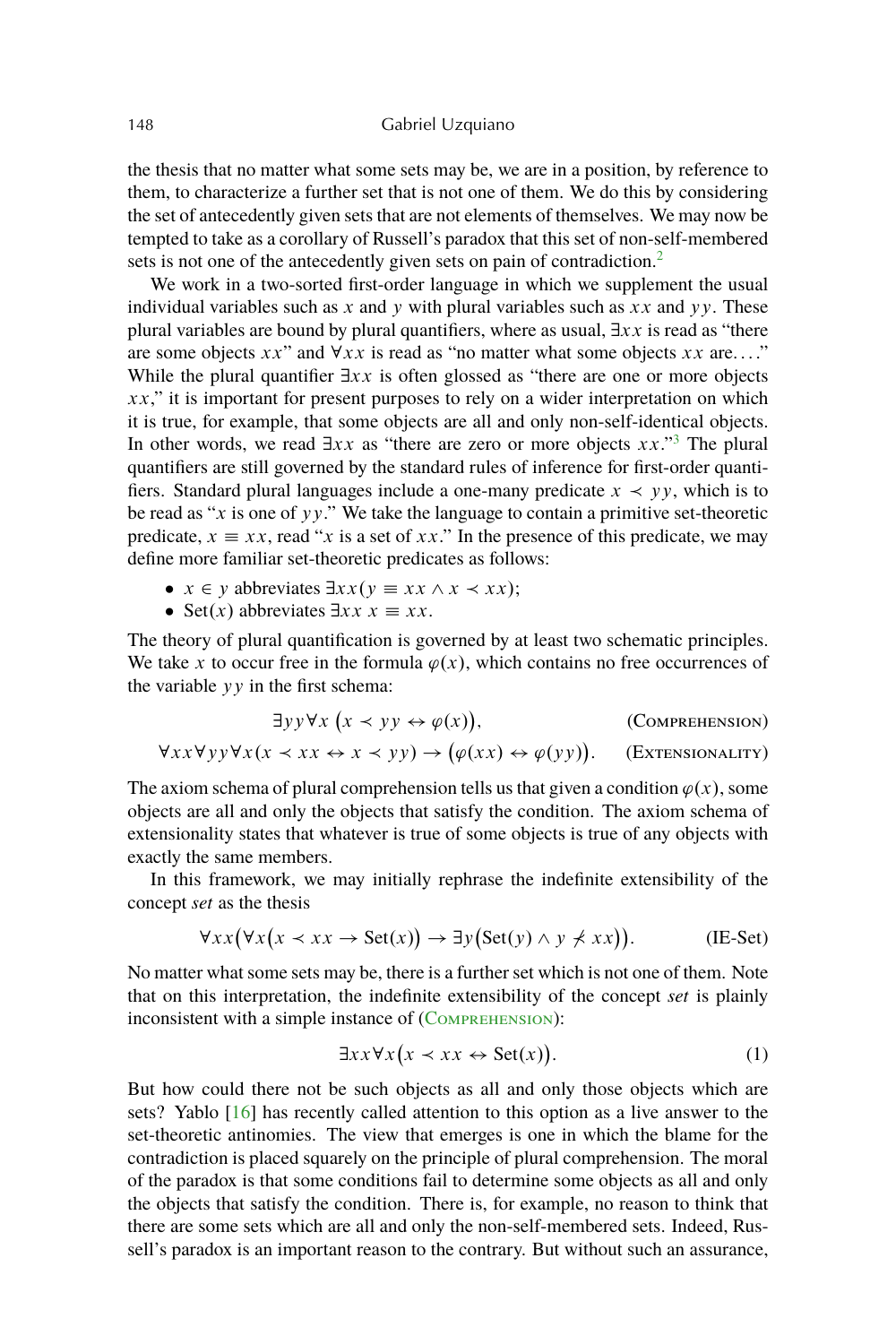the thesis that no matter what some sets may be, we are in a position, by reference to them, to characterize a further set that is not one of them. We do this by considering the set of antecedently given sets that are not elements of themselves. We may now be tempted to take as a corollary of Russell's paradox that this set of non-self-membered sets is not one of the antecedently given sets on pain of contradiction.[2]

We work in a two-sorted first-order language in which we supplement the usual individual variables such as $x$ and $y$ with plural variables such as $xx$ and $yy$. These plural variables are bound by plural quantifiers, where as usual, $\exists xx$ is read as "there are some objects $xx$" and $\forall xx$ is read as "no matter what some objects $xx$ are…." While the plural quantifier $\exists xx$ is often glossed as "there are one or more objects $xx$," it is important for present purposes to rely on a wider interpretation on which it is true, for example, that some objects are all and only non-self-identical objects. In other words, we read $\exists xx$ as "there are zero or more objects $xx$."[3] The plural quantifiers are still governed by the standard rules of inference for first-order quantifiers. Standard plural languages include a one-many predicate $x \prec yy$, which is to be read as "$x$ is one of $yy$." We take the language to contain a primitive set-theoretic predicate, $x \equiv xx$, read "$x$ is a set of $xx$." In the presence of this predicate, we may define more familiar set-theoretic predicates as follows:

- $x \in y$ abbreviates $\exists xx(y \equiv xx \wedge x \prec xx)$;
- $\text{Set}(x)$ abbreviates $\exists xx\ x \equiv xx$.

The theory of plural quantification is governed by at least two schematic principles. We take $x$ to occur free in the formula $\varphi(x)$, which contains no free occurrences of the variable $yy$ in the first schema:

$$\exists yy \forall x \left(x \prec yy \leftrightarrow \varphi(x)\right), \qquad \text{(Comprehension)}$$

$$\forall xx \forall yy \forall x(x \prec xx \leftrightarrow x \prec yy) \rightarrow \left(\varphi(xx) \leftrightarrow \varphi(yy)\right). \qquad \text{(Extensionality)}$$

The axiom schema of plural comprehension tells us that given a condition $\varphi(x)$, some objects are all and only the objects that satisfy the condition. The axiom schema of extensionality states that whatever is true of some objects is true of any objects with exactly the same members.

In this framework, we may initially rephrase the indefinite extensibility of the concept *set* as the thesis

$$\forall xx\big(\forall x\big(x \prec xx \rightarrow \text{Set}(x)\big) \rightarrow \exists y\big(\text{Set}(y) \wedge y \nprec xx\big)\big). \qquad \text{(IE-Set)}$$

No matter what some sets may be, there is a further set which is not one of them. Note that on this interpretation, the indefinite extensibility of the concept *set* is plainly inconsistent with a simple instance of (Comprehension):

$$\exists xx \forall x\big(x \prec xx \leftrightarrow \text{Set}(x)\big). \qquad (1)$$

But how could there not be such objects as all and only those objects which are sets? Yablo [16] has recently called attention to this option as a live answer to the set-theoretic antinomies. The view that emerges is one in which the blame for the contradiction is placed squarely on the principle of plural comprehension. The moral of the paradox is that some conditions fail to determine some objects as all and only the objects that satisfy the condition. There is, for example, no reason to think that there are some sets which are all and only the non-self-membered sets. Indeed, Russell's paradox is an important reason to the contrary. But without such an assurance,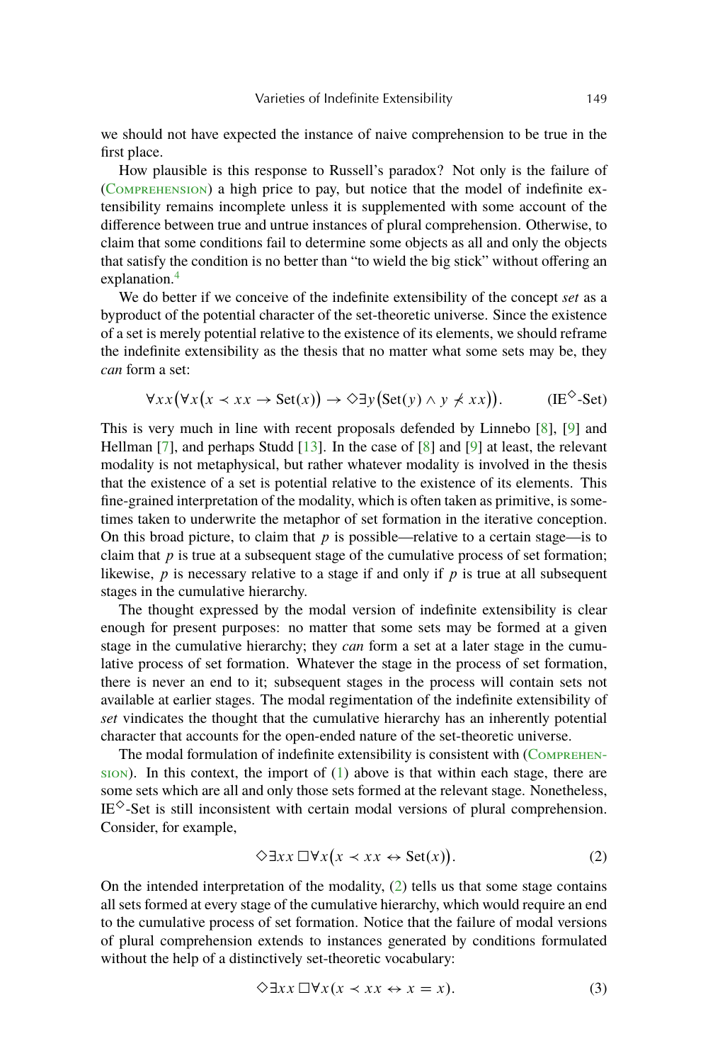we should not have expected the instance of naive comprehension to be true in the first place.

How plausible is this response to Russell's paradox? Not only is the failure of (Comprehension) a high price to pay, but notice that the model of indefinite extensibility remains incomplete unless it is supplemented with some account of the difference between true and untrue instances of plural comprehension. Otherwise, to claim that some conditions fail to determine some objects as all and only the objects that satisfy the condition is no better than "to wield the big stick" without offering an explanation.[4]

We do better if we conceive of the indefinite extensibility of the concept *set* as a byproduct of the potential character of the set-theoretic universe. Since the existence of a set is merely potential relative to the existence of its elements, we should reframe the indefinite extensibility as the thesis that no matter what some sets may be, they *can* form a set:

$$\forall xx\big(\forall x\big(x \prec xx \rightarrow \text{Set}(x)\big) \rightarrow \Diamond\exists y\big(\text{Set}(y) \wedge y \not\prec xx\big)\big). \qquad (\text{IE}^{\Diamond}\text{-Set})$$

This is very much in line with recent proposals defended by Linnebo [8], [9] and Hellman [7], and perhaps Studd [13]. In the case of [8] and [9] at least, the relevant modality is not metaphysical, but rather whatever modality is involved in the thesis that the existence of a set is potential relative to the existence of its elements. This fine-grained interpretation of the modality, which is often taken as primitive, is sometimes taken to underwrite the metaphor of set formation in the iterative conception. On this broad picture, to claim that $p$ is possible—relative to a certain stage—is to claim that $p$ is true at a subsequent stage of the cumulative process of set formation; likewise, $p$ is necessary relative to a stage if and only if $p$ is true at all subsequent stages in the cumulative hierarchy.

The thought expressed by the modal version of indefinite extensibility is clear enough for present purposes: no matter that some sets may be formed at a given stage in the cumulative hierarchy; they *can* form a set at a later stage in the cumulative process of set formation. Whatever the stage in the process of set formation, there is never an end to it; subsequent stages in the process will contain sets not available at earlier stages. The modal regimentation of the indefinite extensibility of *set* vindicates the thought that the cumulative hierarchy has an inherently potential character that accounts for the open-ended nature of the set-theoretic universe.

The modal formulation of indefinite extensibility is consistent with (Comprehension). In this context, the import of (1) above is that within each stage, there are some sets which are all and only those sets formed at the relevant stage. Nonetheless, $\text{IE}^{\Diamond}$-Set is still inconsistent with certain modal versions of plural comprehension. Consider, for example,

$$\Diamond\exists xx\,\Box\forall x\big(x \prec xx \leftrightarrow \text{Set}(x)\big). \qquad (2)$$

On the intended interpretation of the modality, (2) tells us that some stage contains all sets formed at every stage of the cumulative hierarchy, which would require an end to the cumulative process of set formation. Notice that the failure of modal versions of plural comprehension extends to instances generated by conditions formulated without the help of a distinctively set-theoretic vocabulary:

$$\Diamond\exists xx\,\Box\forall x(x \prec xx \leftrightarrow x = x). \qquad (3)$$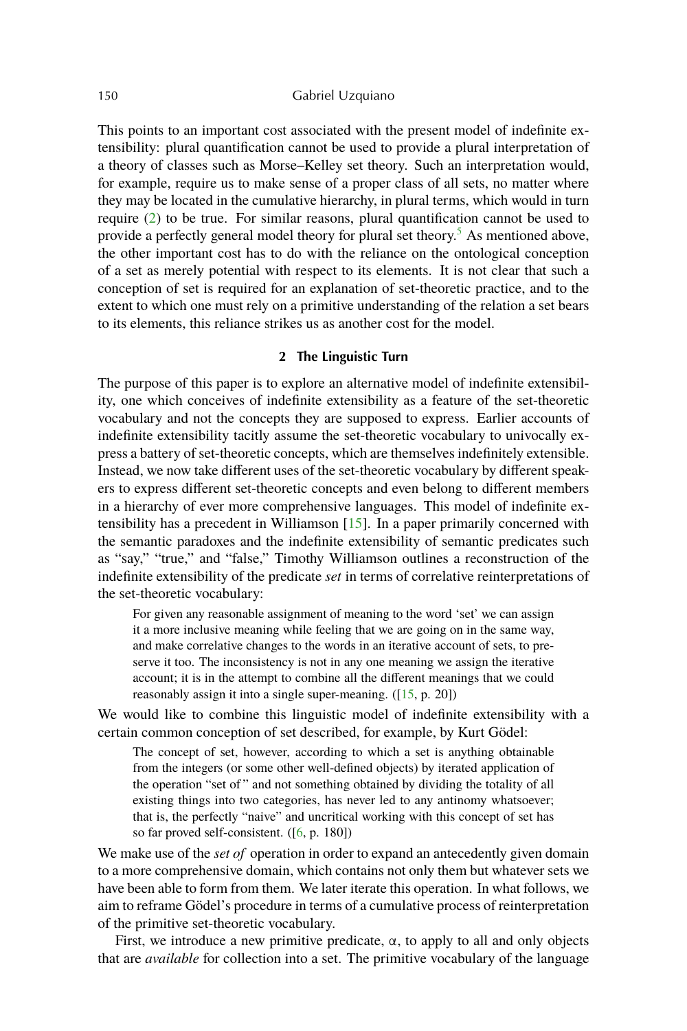This points to an important cost associated with the present model of indefinite extensibility: plural quantification cannot be used to provide a plural interpretation of a theory of classes such as Morse–Kelley set theory. Such an interpretation would, for example, require us to make sense of a proper class of all sets, no matter where they may be located in the cumulative hierarchy, in plural terms, which would in turn require (2) to be true. For similar reasons, plural quantification cannot be used to provide a perfectly general model theory for plural set theory.[5] As mentioned above, the other important cost has to do with the reliance on the ontological conception of a set as merely potential with respect to its elements. It is not clear that such a conception of set is required for an explanation of set-theoretic practice, and to the extent to which one must rely on a primitive understanding of the relation a set bears to its elements, this reliance strikes us as another cost for the model.

## 2 The Linguistic Turn

The purpose of this paper is to explore an alternative model of indefinite extensibility, one which conceives of indefinite extensibility as a feature of the set-theoretic vocabulary and not the concepts they are supposed to express. Earlier accounts of indefinite extensibility tacitly assume the set-theoretic vocabulary to univocally express a battery of set-theoretic concepts, which are themselves indefinitely extensible. Instead, we now take different uses of the set-theoretic vocabulary by different speakers to express different set-theoretic concepts and even belong to different members in a hierarchy of ever more comprehensive languages. This model of indefinite extensibility has a precedent in Williamson [15]. In a paper primarily concerned with the semantic paradoxes and the indefinite extensibility of semantic predicates such as "say," "true," and "false," Timothy Williamson outlines a reconstruction of the indefinite extensibility of the predicate *set* in terms of correlative reinterpretations of the set-theoretic vocabulary:

> For given any reasonable assignment of meaning to the word 'set' we can assign it a more inclusive meaning while feeling that we are going on in the same way, and make correlative changes to the words in an iterative account of sets, to preserve it too. The inconsistency is not in any one meaning we assign the iterative account; it is in the attempt to combine all the different meanings that we could reasonably assign it into a single super-meaning. ([15, p. 20])

We would like to combine this linguistic model of indefinite extensibility with a certain common conception of set described, for example, by Kurt Gödel:

> The concept of set, however, according to which a set is anything obtainable from the integers (or some other well-defined objects) by iterated application of the operation "set of" and not something obtained by dividing the totality of all existing things into two categories, has never led to any antinomy whatsoever; that is, the perfectly "naive" and uncritical working with this concept of set has so far proved self-consistent. ([6, p. 180])

We make use of the *set of* operation in order to expand an antecedently given domain to a more comprehensive domain, which contains not only them but whatever sets we have been able to form from them. We later iterate this operation. In what follows, we aim to reframe Gödel's procedure in terms of a cumulative process of reinterpretation of the primitive set-theoretic vocabulary.

First, we introduce a new primitive predicate, $\alpha$, to apply to all and only objects that are *available* for collection into a set. The primitive vocabulary of the language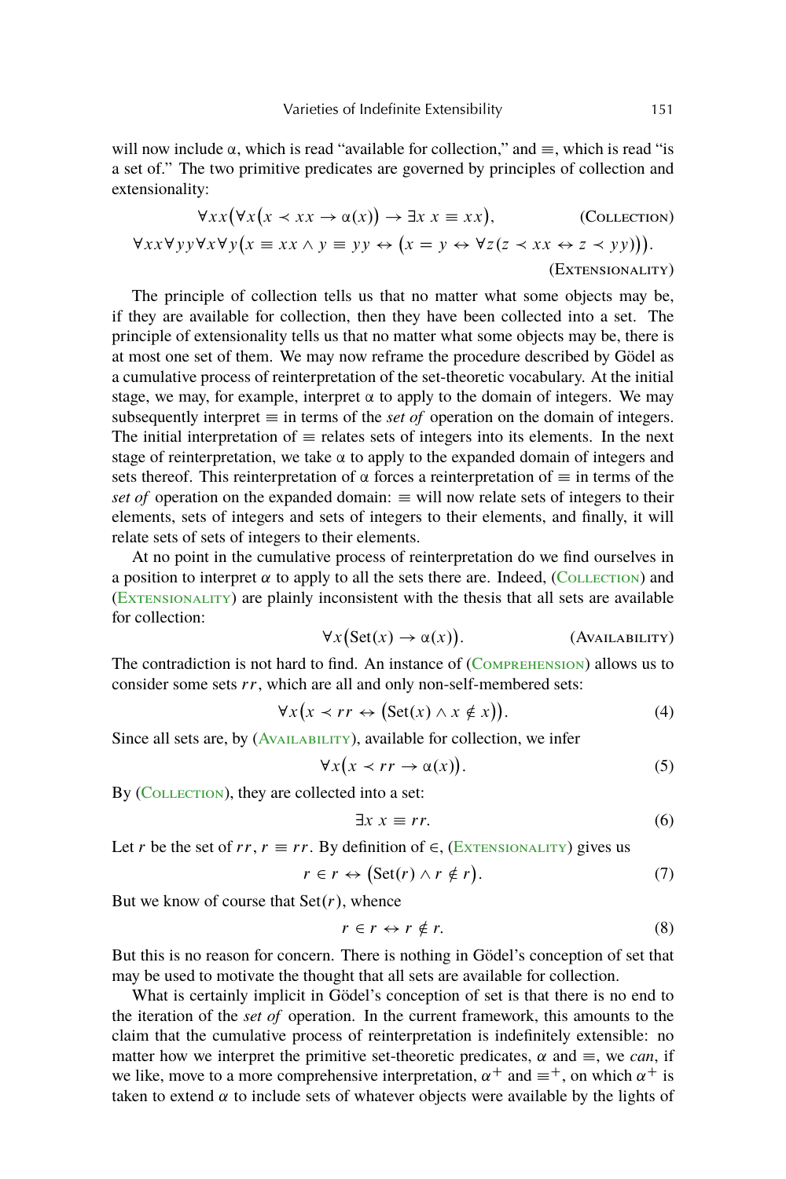will now include $\alpha$, which is read "available for collection," and $\equiv$, which is read "is a set of." The two primitive predicates are governed by principles of collection and extensionality:

$$\forall xx\big(\forall x\big(x \prec xx \to \alpha(x)\big) \to \exists x\ x \equiv xx\big), \qquad \text{(Collection)}$$

$$\forall xx \forall yy \forall x \forall y\big(x \equiv xx \wedge y \equiv yy \leftrightarrow \big(x = y \leftrightarrow \forall z(z \prec xx \leftrightarrow z \prec yy)\big)\big). \qquad \text{(Extensionality)}$$

The principle of collection tells us that no matter what some objects may be, if they are available for collection, then they have been collected into a set. The principle of extensionality tells us that no matter what some objects may be, there is at most one set of them. We may now reframe the procedure described by Gödel as a cumulative process of reinterpretation of the set-theoretic vocabulary. At the initial stage, we may, for example, interpret $\alpha$ to apply to the domain of integers. We may subsequently interpret $\equiv$ in terms of the *set of* operation on the domain of integers. The initial interpretation of $\equiv$ relates sets of integers into its elements. In the next stage of reinterpretation, we take $\alpha$ to apply to the expanded domain of integers and sets thereof. This reinterpretation of $\alpha$ forces a reinterpretation of $\equiv$ in terms of the *set of* operation on the expanded domain: $\equiv$ will now relate sets of integers to their elements, sets of integers and sets of integers to their elements, and finally, it will relate sets of sets of integers to their elements.

At no point in the cumulative process of reinterpretation do we find ourselves in a position to interpret $\alpha$ to apply to all the sets there are. Indeed, (Collection) and (Extensionality) are plainly inconsistent with the thesis that all sets are available for collection:

$$\forall x\big(\text{Set}(x) \to \alpha(x)\big). \qquad \text{(Availability)}$$

The contradiction is not hard to find. An instance of (Comprehension) allows us to consider some sets $rr$, which are all and only non-self-membered sets:

$$\forall x\big(x \prec rr \leftrightarrow \big(\text{Set}(x) \wedge x \notin x\big)\big). \qquad (4)$$

Since all sets are, by (Availability), available for collection, we infer

$$\forall x\big(x \prec rr \to \alpha(x)\big). \qquad (5)$$

By (Collection), they are collected into a set:

$$\exists x\ x \equiv rr. \qquad (6)$$

Let $r$ be the set of $rr$, $r \equiv rr$. By definition of $\in$, (Extensionality) gives us

$$r \in r \leftrightarrow \big(\text{Set}(r) \wedge r \notin r\big). \qquad (7)$$

But we know of course that $\text{Set}(r)$, whence

$$r \in r \leftrightarrow r \notin r. \qquad (8)$$

But this is no reason for concern. There is nothing in Gödel's conception of set that may be used to motivate the thought that all sets are available for collection.

What is certainly implicit in Gödel's conception of set is that there is no end to the iteration of the *set of* operation. In the current framework, this amounts to the claim that the cumulative process of reinterpretation is indefinitely extensible: no matter how we interpret the primitive set-theoretic predicates, $\alpha$ and $\equiv$, we *can*, if we like, move to a more comprehensive interpretation, $\alpha^+$ and $\equiv^+$, on which $\alpha^+$ is taken to extend $\alpha$ to include sets of whatever objects were available by the lights of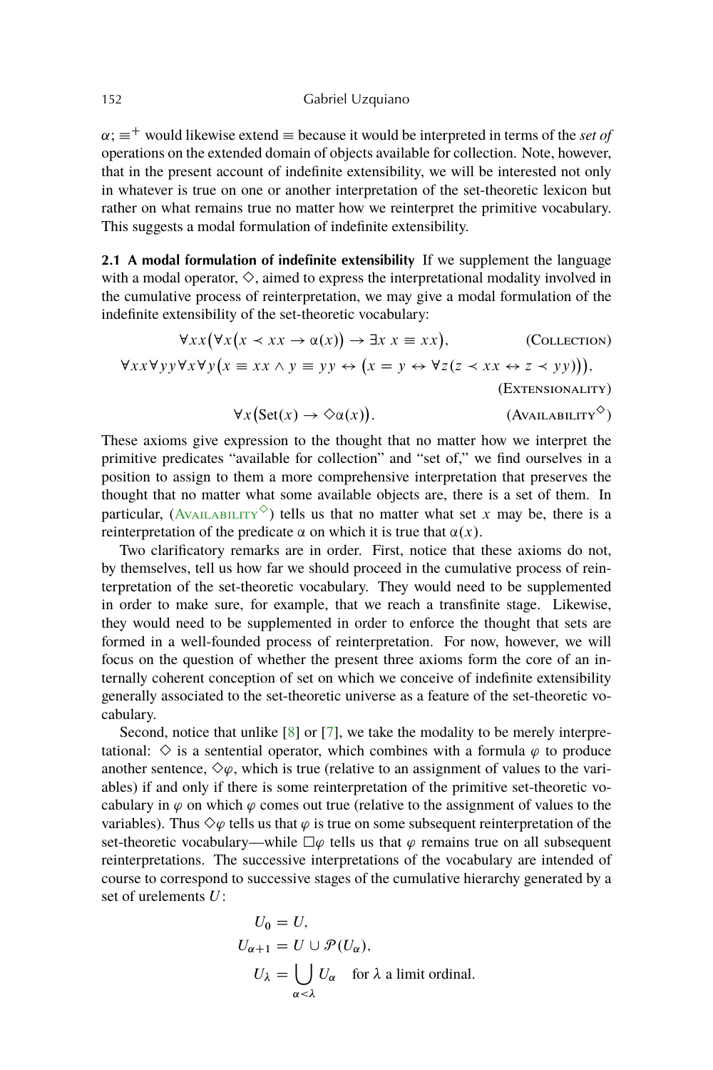$\alpha$; $\equiv^+$ would likewise extend $\equiv$ because it would be interpreted in terms of the *set of* operations on the extended domain of objects available for collection. Note, however, that in the present account of indefinite extensibility, we will be interested not only in whatever is true on one or another interpretation of the set-theoretic lexicon but rather on what remains true no matter how we reinterpret the primitive vocabulary. This suggests a modal formulation of indefinite extensibility.

**2.1 A modal formulation of indefinite extensibility** If we supplement the language with a modal operator, $\Diamond$, aimed to express the interpretational modality involved in the cumulative process of reinterpretation, we may give a modal formulation of the indefinite extensibility of the set-theoretic vocabulary:

$$\forall xx\big(\forall x\big(x \prec xx \to \alpha(x)\big) \to \exists x\; x \equiv xx\big), \qquad \text{(Collection)}$$

$$\forall xx \forall yy \forall x \forall y\big(x \equiv xx \wedge y \equiv yy \leftrightarrow \big(x = y \leftrightarrow \forall z(z \prec xx \leftrightarrow z \prec yy)\big)\big), \qquad \text{(Extensionality)}$$

$$\forall x\big(\mathrm{Set}(x) \to \Diamond\alpha(x)\big). \qquad (\text{Availability}^{\Diamond})$$

These axioms give expression to the thought that no matter how we interpret the primitive predicates "available for collection" and "set of," we find ourselves in a position to assign to them a more comprehensive interpretation that preserves the thought that no matter what some available objects are, there is a set of them. In particular, (Availability$^{\Diamond}$) tells us that no matter what set $x$ may be, there is a reinterpretation of the predicate $\alpha$ on which it is true that $\alpha(x)$.

Two clarificatory remarks are in order. First, notice that these axioms do not, by themselves, tell us how far we should proceed in the cumulative process of reinterpretation of the set-theoretic vocabulary. They would need to be supplemented in order to make sure, for example, that we reach a transfinite stage. Likewise, they would need to be supplemented in order to enforce the thought that sets are formed in a well-founded process of reinterpretation. For now, however, we will focus on the question of whether the present three axioms form the core of an internally coherent conception of set on which we conceive of indefinite extensibility generally associated to the set-theoretic universe as a feature of the set-theoretic vocabulary.

Second, notice that unlike [8] or [7], we take the modality to be merely interpretational: $\Diamond$ is a sentential operator, which combines with a formula $\varphi$ to produce another sentence, $\Diamond\varphi$, which is true (relative to an assignment of values to the variables) if and only if there is some reinterpretation of the primitive set-theoretic vocabulary in $\varphi$ on which $\varphi$ comes out true (relative to the assignment of values to the variables). Thus $\Diamond\varphi$ tells us that $\varphi$ is true on some subsequent reinterpretation of the set-theoretic vocabulary—while $\Box\varphi$ tells us that $\varphi$ remains true on all subsequent reinterpretations. The successive interpretations of the vocabulary are intended of course to correspond to successive stages of the cumulative hierarchy generated by a set of urelements $U$:

$$U_0 = U,$$
$$U_{\alpha+1} = U \cup \mathcal{P}(U_\alpha),$$
$$U_\lambda = \bigcup_{\alpha<\lambda} U_\alpha \quad \text{for } \lambda \text{ a limit ordinal.}$$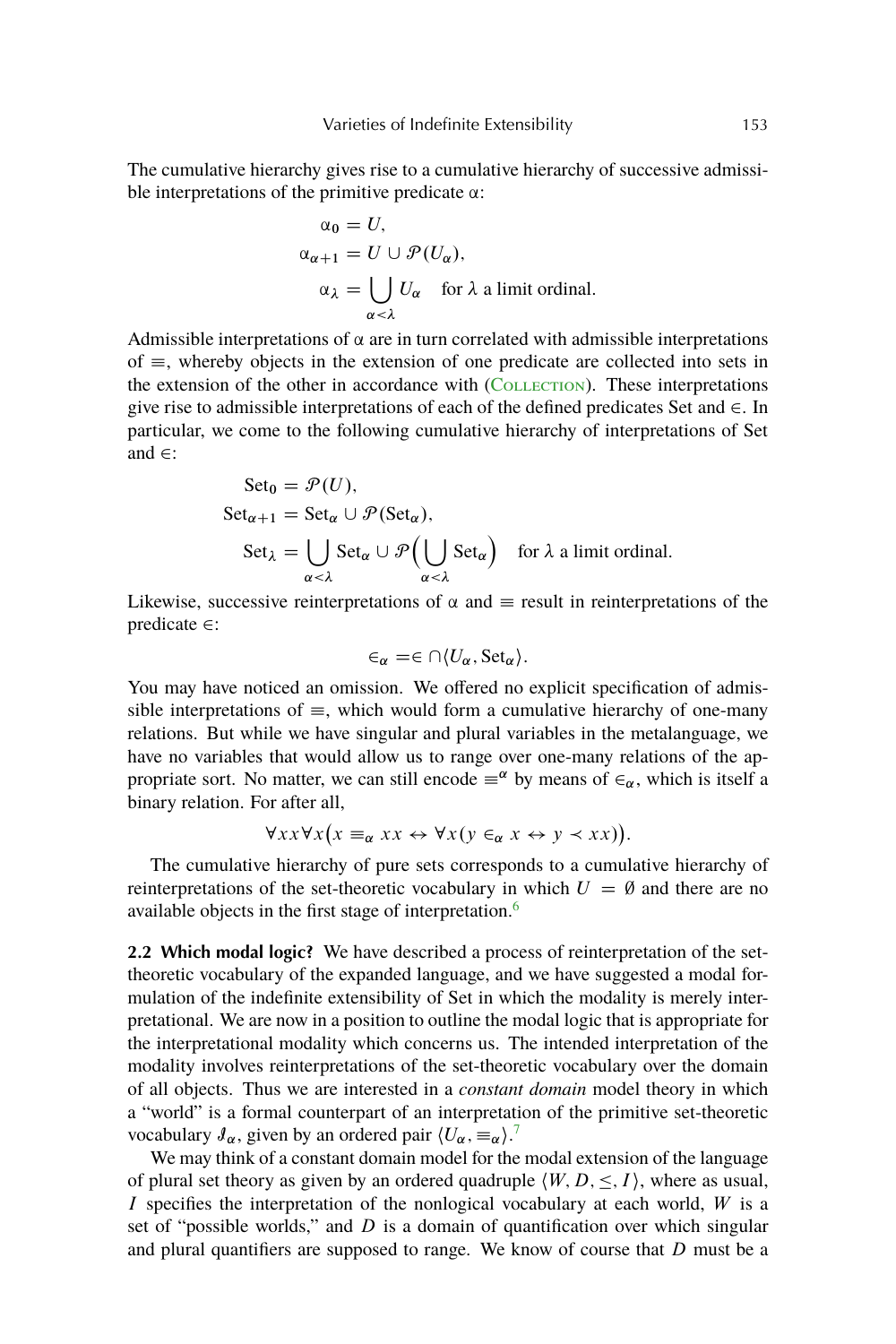The cumulative hierarchy gives rise to a cumulative hierarchy of successive admissible interpretations of the primitive predicate $\alpha$:

$$\begin{aligned}
\alpha_0 &= U, \\
\alpha_{\alpha+1} &= U \cup \mathcal{P}(U_\alpha), \\
\alpha_\lambda &= \bigcup_{\alpha<\lambda} U_\alpha \quad \text{for } \lambda \text{ a limit ordinal.}
\end{aligned}$$

Admissible interpretations of $\alpha$ are in turn correlated with admissible interpretations of $\equiv$, whereby objects in the extension of one predicate are collected into sets in the extension of the other in accordance with (Collection). These interpretations give rise to admissible interpretations of each of the defined predicates Set and $\in$. In particular, we come to the following cumulative hierarchy of interpretations of Set and $\in$:

$$\begin{aligned}
\mathrm{Set}_0 &= \mathcal{P}(U), \\
\mathrm{Set}_{\alpha+1} &= \mathrm{Set}_\alpha \cup \mathcal{P}(\mathrm{Set}_\alpha), \\
\mathrm{Set}_\lambda &= \bigcup_{\alpha<\lambda} \mathrm{Set}_\alpha \cup \mathcal{P}\Big(\bigcup_{\alpha<\lambda} \mathrm{Set}_\alpha\Big) \quad \text{for } \lambda \text{ a limit ordinal.}
\end{aligned}$$

Likewise, successive reinterpretations of $\alpha$ and $\equiv$ result in reinterpretations of the predicate $\in$:

$$\in_\alpha = \in \cap \langle U_\alpha, \mathrm{Set}_\alpha \rangle.$$

You may have noticed an omission. We offered no explicit specification of admissible interpretations of $\equiv$, which would form a cumulative hierarchy of one-many relations. But while we have singular and plural variables in the metalanguage, we have no variables that would allow us to range over one-many relations of the appropriate sort. No matter, we can still encode $\equiv^\alpha$ by means of $\in_\alpha$, which is itself a binary relation. For after all,

$$\forall xx \forall x \big(x \equiv_\alpha xx \leftrightarrow \forall x (y \in_\alpha x \leftrightarrow y \prec xx)\big).$$

The cumulative hierarchy of pure sets corresponds to a cumulative hierarchy of reinterpretations of the set-theoretic vocabulary in which $U = \emptyset$ and there are no available objects in the first stage of interpretation.[6]

**2.2 Which modal logic?** We have described a process of reinterpretation of the set-theoretic vocabulary of the expanded language, and we have suggested a modal formulation of the indefinite extensibility of Set in which the modality is merely interpretational. We are now in a position to outline the modal logic that is appropriate for the interpretational modality which concerns us. The intended interpretation of the modality involves reinterpretations of the set-theoretic vocabulary over the domain of all objects. Thus we are interested in a *constant domain* model theory in which a "world" is a formal counterpart of an interpretation of the primitive set-theoretic vocabulary $\mathcal{I}_\alpha$, given by an ordered pair $\langle U_\alpha, \equiv_\alpha \rangle$.[7]

We may think of a constant domain model for the modal extension of the language of plural set theory as given by an ordered quadruple $\langle W, D, \leq, I \rangle$, where as usual, $I$ specifies the interpretation of the nonlogical vocabulary at each world, $W$ is a set of "possible worlds," and $D$ is a domain of quantification over which singular and plural quantifiers are supposed to range. We know of course that $D$ must be a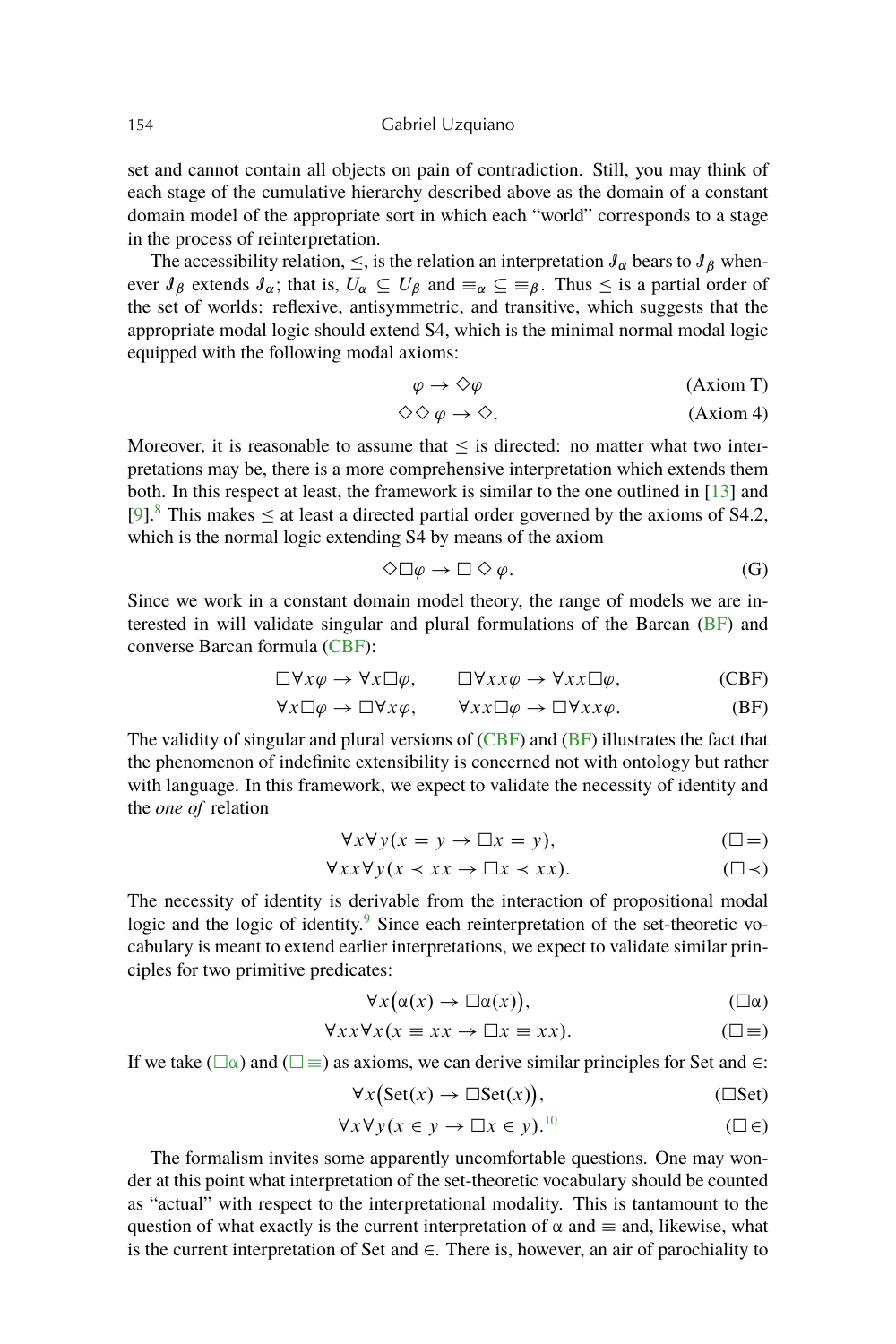set and cannot contain all objects on pain of contradiction. Still, you may think of each stage of the cumulative hierarchy described above as the domain of a constant domain model of the appropriate sort in which each "world" corresponds to a stage in the process of reinterpretation.

The accessibility relation, $\leq$, is the relation an interpretation $\mathcal{I}_\alpha$ bears to $\mathcal{I}_\beta$ whenever $\mathcal{I}_\beta$ extends $\mathcal{I}_\alpha$; that is, $U_\alpha \subseteq U_\beta$ and $\equiv_\alpha \subseteq \equiv_\beta$. Thus $\leq$ is a partial order of the set of worlds: reflexive, antisymmetric, and transitive, which suggests that the appropriate modal logic should extend S4, which is the minimal normal modal logic equipped with the following modal axioms:

$$\varphi \to \Diamond\varphi \qquad \text{(Axiom T)}$$

$$\Diamond\Diamond\, \varphi \to \Diamond. \qquad \text{(Axiom 4)}$$

Moreover, it is reasonable to assume that $\leq$ is directed: no matter what two interpretations may be, there is a more comprehensive interpretation which extends them both. In this respect at least, the framework is similar to the one outlined in [13] and [9].[8] This makes $\leq$ at least a directed partial order governed by the axioms of S4.2, which is the normal logic extending S4 by means of the axiom

$$\Diamond\Box\varphi \to \Box\,\Diamond\,\varphi. \qquad \text{(G)}$$

Since we work in a constant domain model theory, the range of models we are interested in will validate singular and plural formulations of the Barcan (BF) and converse Barcan formula (CBF):

$$\Box\forall x\varphi \to \forall x\Box\varphi, \qquad \Box\forall xx\varphi \to \forall xx\Box\varphi, \qquad \text{(CBF)}$$

$$\forall x\Box\varphi \to \Box\forall x\varphi, \qquad \forall xx\Box\varphi \to \Box\forall xx\varphi. \qquad \text{(BF)}$$

The validity of singular and plural versions of (CBF) and (BF) illustrates the fact that the phenomenon of indefinite extensibility is concerned not with ontology but rather with language. In this framework, we expect to validate the necessity of identity and the *one of* relation

$$\forall x\forall y(x = y \to \Box x = y), \qquad (\Box =)$$

$$\forall xx\forall y(x \prec xx \to \Box x \prec xx). \qquad (\Box \prec)$$

The necessity of identity is derivable from the interaction of propositional modal logic and the logic of identity.[9] Since each reinterpretation of the set-theoretic vocabulary is meant to extend earlier interpretations, we expect to validate similar principles for two primitive predicates:

$$\forall x\big(\alpha(x) \to \Box\alpha(x)\big), \qquad (\Box\alpha)$$

$$\forall xx\forall x(x \equiv xx \to \Box x \equiv xx). \qquad (\Box \equiv)$$

If we take ($\Box\alpha$) and ($\Box\equiv$) as axioms, we can derive similar principles for Set and $\in$:

$$\forall x\big(\mathrm{Set}(x) \to \Box\mathrm{Set}(x)\big), \qquad (\Box\mathrm{Set})$$

$$\forall x\forall y(x \in y \to \Box x \in y).\text{[10]} \qquad (\Box \in)$$

The formalism invites some apparently uncomfortable questions. One may wonder at this point what interpretation of the set-theoretic vocabulary should be counted as "actual" with respect to the interpretational modality. This is tantamount to the question of what exactly is the current interpretation of $\alpha$ and $\equiv$ and, likewise, what is the current interpretation of Set and $\in$. There is, however, an air of parochiality to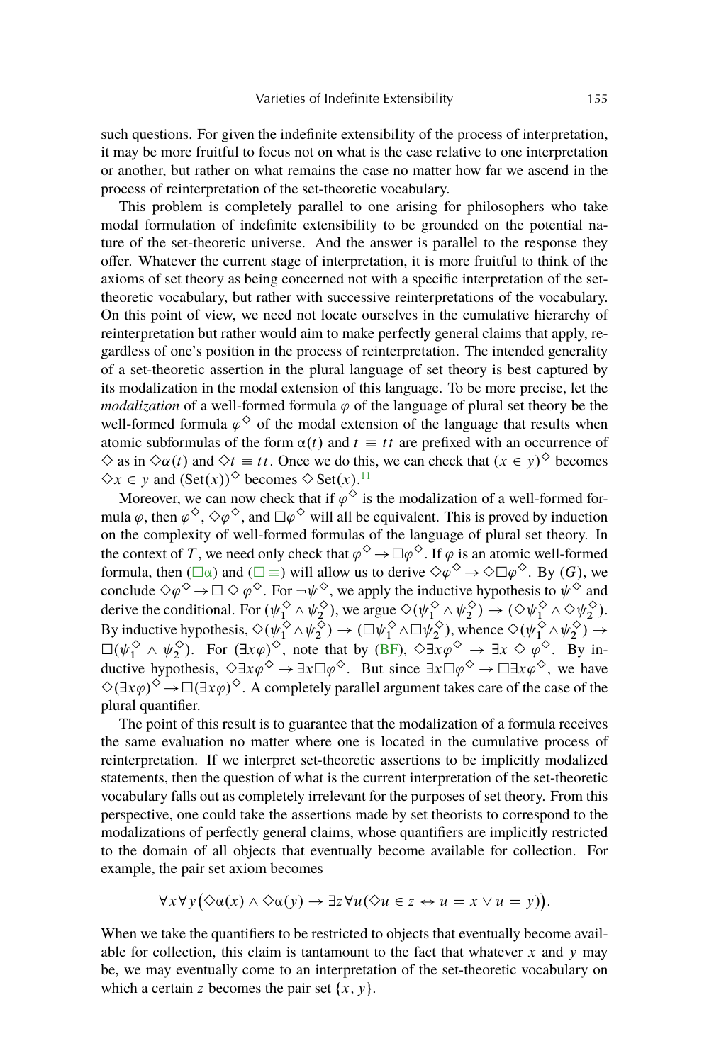such questions. For given the indefinite extensibility of the process of interpretation, it may be more fruitful to focus not on what is the case relative to one interpretation or another, but rather on what remains the case no matter how far we ascend in the process of reinterpretation of the set-theoretic vocabulary.

This problem is completely parallel to one arising for philosophers who take modal formulation of indefinite extensibility to be grounded on the potential nature of the set-theoretic universe. And the answer is parallel to the response they offer. Whatever the current stage of interpretation, it is more fruitful to think of the axioms of set theory as being concerned not with a specific interpretation of the set-theoretic vocabulary, but rather with successive reinterpretations of the vocabulary. On this point of view, we need not locate ourselves in the cumulative hierarchy of reinterpretation but rather would aim to make perfectly general claims that apply, regardless of one's position in the process of reinterpretation. The intended generality of a set-theoretic assertion in the plural language of set theory is best captured by its modalization in the modal extension of this language. To be more precise, let the *modalization* of a well-formed formula $\varphi$ of the language of plural set theory be the well-formed formula $\varphi^{\Diamond}$ of the modal extension of the language that results when atomic subformulas of the form $\alpha(t)$ and $t \equiv tt$ are prefixed with an occurrence of $\Diamond$ as in $\Diamond\alpha(t)$ and $\Diamond t \equiv tt$. Once we do this, we can check that $(x \in y)^{\Diamond}$ becomes $\Diamond x \in y$ and $(\mathrm{Set}(x))^{\Diamond}$ becomes $\Diamond\,\mathrm{Set}(x)$.[11]

Moreover, we can now check that if $\varphi^{\Diamond}$ is the modalization of a well-formed formula $\varphi$, then $\varphi^{\Diamond}$, $\Diamond\varphi^{\Diamond}$, and $\Box\varphi^{\Diamond}$ will all be equivalent. This is proved by induction on the complexity of well-formed formulas of the language of plural set theory. In the context of $T$, we need only check that $\varphi^{\Diamond} \to \Box\varphi^{\Diamond}$. If $\varphi$ is an atomic well-formed formula, then ($\Box\alpha$) and ($\Box\equiv$) will allow us to derive $\Diamond\varphi^{\Diamond} \to \Diamond\Box\varphi^{\Diamond}$. By ($G$), we conclude $\Diamond\varphi^{\Diamond} \to \Box\Diamond\varphi^{\Diamond}$. For $\neg\psi^{\Diamond}$, we apply the inductive hypothesis to $\psi^{\Diamond}$ and derive the conditional. For $(\psi_1^{\Diamond} \wedge \psi_2^{\Diamond})$, we argue $\Diamond(\psi_1^{\Diamond} \wedge \psi_2^{\Diamond}) \to (\Diamond\psi_1^{\Diamond} \wedge \Diamond\psi_2^{\Diamond})$. By inductive hypothesis, $\Diamond(\psi_1^{\Diamond} \wedge \psi_2^{\Diamond}) \to (\Box\psi_1^{\Diamond} \wedge \Box\psi_2^{\Diamond})$, whence $\Diamond(\psi_1^{\Diamond} \wedge \psi_2^{\Diamond}) \to \Box(\psi_1^{\Diamond} \wedge \psi_2^{\Diamond})$. For $(\exists x\varphi)^{\Diamond}$, note that by (BF), $\Diamond\exists x\varphi^{\Diamond} \to \exists x \Diamond \varphi^{\Diamond}$. By inductive hypothesis, $\Diamond\exists x\varphi^{\Diamond} \to \exists x\Box\varphi^{\Diamond}$. But since $\exists x\Box\varphi^{\Diamond} \to \Box\exists x\varphi^{\Diamond}$, we have $\Diamond(\exists x\varphi)^{\Diamond} \to \Box(\exists x\varphi)^{\Diamond}$. A completely parallel argument takes care of the case of the plural quantifier.

The point of this result is to guarantee that the modalization of a formula receives the same evaluation no matter where one is located in the cumulative process of reinterpretation. If we interpret set-theoretic assertions to be implicitly modalized statements, then the question of what is the current interpretation of the set-theoretic vocabulary falls out as completely irrelevant for the purposes of set theory. From this perspective, one could take the assertions made by set theorists to correspond to the modalizations of perfectly general claims, whose quantifiers are implicitly restricted to the domain of all objects that eventually become available for collection. For example, the pair set axiom becomes

$$\forall x \forall y \big(\Diamond\alpha(x) \wedge \Diamond\alpha(y) \to \exists z \forall u (\Diamond u \in z \leftrightarrow u = x \vee u = y)\big).$$

When we take the quantifiers to be restricted to objects that eventually become available for collection, this claim is tantamount to the fact that whatever $x$ and $y$ may be, we may eventually come to an interpretation of the set-theoretic vocabulary on which a certain $z$ becomes the pair set $\{x, y\}$.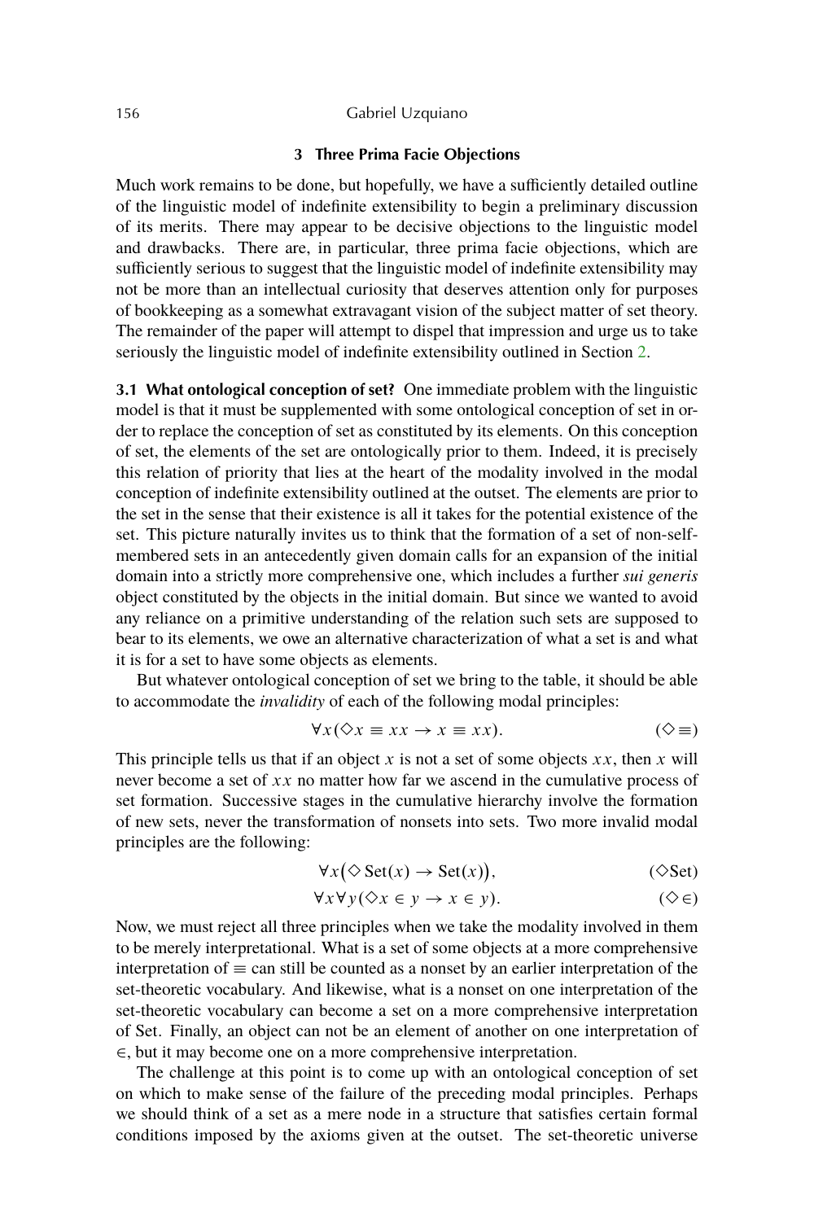## 3 Three Prima Facie Objections

Much work remains to be done, but hopefully, we have a sufficiently detailed outline of the linguistic model of indefinite extensibility to begin a preliminary discussion of its merits. There may appear to be decisive objections to the linguistic model and drawbacks. There are, in particular, three prima facie objections, which are sufficiently serious to suggest that the linguistic model of indefinite extensibility may not be more than an intellectual curiosity that deserves attention only for purposes of bookkeeping as a somewhat extravagant vision of the subject matter of set theory. The remainder of the paper will attempt to dispel that impression and urge us to take seriously the linguistic model of indefinite extensibility outlined in Section 2.

**3.1 What ontological conception of set?** One immediate problem with the linguistic model is that it must be supplemented with some ontological conception of set in order to replace the conception of set as constituted by its elements. On this conception of set, the elements of the set are ontologically prior to them. Indeed, it is precisely this relation of priority that lies at the heart of the modality involved in the modal conception of indefinite extensibility outlined at the outset. The elements are prior to the set in the sense that their existence is all it takes for the potential existence of the set. This picture naturally invites us to think that the formation of a set of non-self-membered sets in an antecedently given domain calls for an expansion of the initial domain into a strictly more comprehensive one, which includes a further *sui generis* object constituted by the objects in the initial domain. But since we wanted to avoid any reliance on a primitive understanding of the relation such sets are supposed to bear to its elements, we owe an alternative characterization of what a set is and what it is for a set to have some objects as elements.

But whatever ontological conception of set we bring to the table, it should be able to accommodate the *invalidity* of each of the following modal principles:

$$\forall x(\Diamond x \equiv xx \rightarrow x \equiv xx). \qquad (\Diamond\equiv)$$

This principle tells us that if an object $x$ is not a set of some objects $xx$, then $x$ will never become a set of $xx$ no matter how far we ascend in the cumulative process of set formation. Successive stages in the cumulative hierarchy involve the formation of new sets, never the transformation of nonsets into sets. Two more invalid modal principles are the following:

$$\forall x\big(\Diamond\,\mathrm{Set}(x) \rightarrow \mathrm{Set}(x)\big), \qquad (\Diamond\mathrm{Set})$$

$$\forall x \forall y(\Diamond x \in y \rightarrow x \in y). \qquad (\Diamond\in)$$

Now, we must reject all three principles when we take the modality involved in them to be merely interpretational. What is a set of some objects at a more comprehensive interpretation of $\equiv$ can still be counted as a nonset by an earlier interpretation of the set-theoretic vocabulary. And likewise, what is a nonset on one interpretation of the set-theoretic vocabulary can become a set on a more comprehensive interpretation of Set. Finally, an object can not be an element of another on one interpretation of $\in$, but it may become one on a more comprehensive interpretation.

The challenge at this point is to come up with an ontological conception of set on which to make sense of the failure of the preceding modal principles. Perhaps we should think of a set as a mere node in a structure that satisfies certain formal conditions imposed by the axioms given at the outset. The set-theoretic universe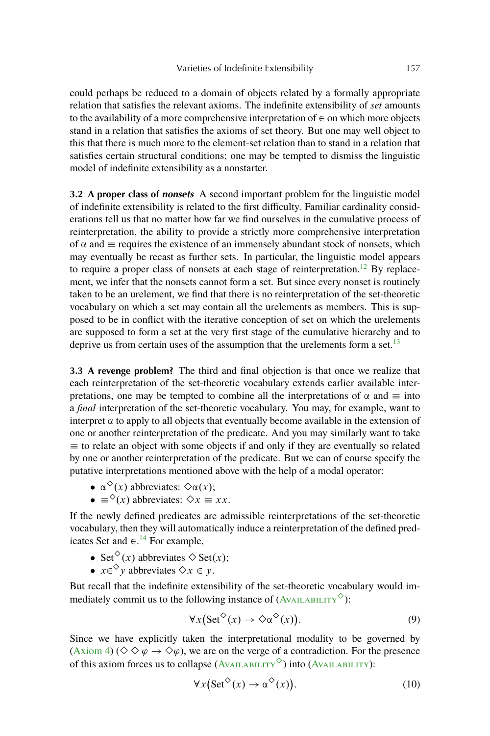could perhaps be reduced to a domain of objects related by a formally appropriate relation that satisfies the relevant axioms. The indefinite extensibility of *set* amounts to the availability of a more comprehensive interpretation of $\in$ on which more objects stand in a relation that satisfies the axioms of set theory. But one may well object to this that there is much more to the element-set relation than to stand in a relation that satisfies certain structural conditions; one may be tempted to dismiss the linguistic model of indefinite extensibility as a nonstarter.

**3.2 A proper class of *nonsets*** A second important problem for the linguistic model of indefinite extensibility is related to the first difficulty. Familiar cardinality considerations tell us that no matter how far we find ourselves in the cumulative process of reinterpretation, the ability to provide a strictly more comprehensive interpretation of $\alpha$ and $\equiv$ requires the existence of an immensely abundant stock of nonsets, which may eventually be recast as further sets. In particular, the linguistic model appears to require a proper class of nonsets at each stage of reinterpretation.[12] By replacement, we infer that the nonsets cannot form a set. But since every nonset is routinely taken to be an urelement, we find that there is no reinterpretation of the set-theoretic vocabulary on which a set may contain all the urelements as members. This is supposed to be in conflict with the iterative conception of set on which the urelements are supposed to form a set at the very first stage of the cumulative hierarchy and to deprive us from certain uses of the assumption that the urelements form a set.[13]

**3.3 A revenge problem?** The third and final objection is that once we realize that each reinterpretation of the set-theoretic vocabulary extends earlier available interpretations, one may be tempted to combine all the interpretations of $\alpha$ and $\equiv$ into a *final* interpretation of the set-theoretic vocabulary. You may, for example, want to interpret $\alpha$ to apply to all objects that eventually become available in the extension of one or another reinterpretation of the predicate. And you may similarly want to take $\equiv$ to relate an object with some objects if and only if they are eventually so related by one or another reinterpretation of the predicate. But we can of course specify the putative interpretations mentioned above with the help of a modal operator:

- $\alpha^{\Diamond}(x)$ abbreviates: $\Diamond\alpha(x)$;
- $\equiv^{\Diamond}(x)$ abbreviates: $\Diamond x \equiv xx$.

If the newly defined predicates are admissible reinterpretations of the set-theoretic vocabulary, then they will automatically induce a reinterpretation of the defined predicates Set and $\in$.[14] For example,

- $\text{Set}^{\Diamond}(x)$ abbreviates $\Diamond\, \text{Set}(x)$;
- $x \in^{\Diamond} y$ abbreviates $\Diamond x \in y$.

But recall that the indefinite extensibility of the set-theoretic vocabulary would immediately commit us to the following instance of (Availability$^{\Diamond}$):

$$\forall x\big(\text{Set}^{\Diamond}(x) \rightarrow \Diamond\alpha^{\Diamond}(x)\big). \tag{9}$$

Since we have explicitly taken the interpretational modality to be governed by (Axiom 4) ($\Diamond\Diamond\varphi \rightarrow \Diamond\varphi$), we are on the verge of a contradiction. For the presence of this axiom forces us to collapse (Availability$^{\Diamond}$) into (Availability):

$$\forall x\big(\text{Set}^{\Diamond}(x) \rightarrow \alpha^{\Diamond}(x)\big). \tag{10}$$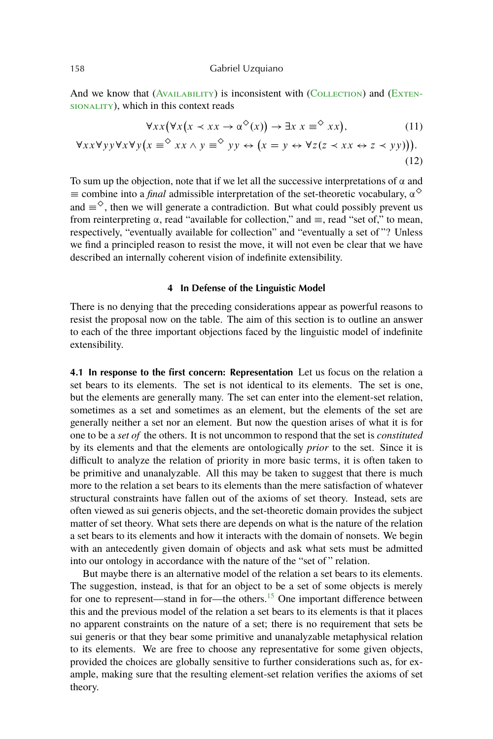And we know that (Availability) is inconsistent with (Collection) and (Extensionality), which in this context reads

$$\forall xx\big(\forall x\big(x \prec xx \rightarrow \alpha^{\Diamond}(x)\big) \rightarrow \exists x\; x \equiv^{\Diamond} xx\big), \tag{11}$$

$$\forall xx \forall yy \forall x \forall y\big(x \equiv^{\Diamond} xx \wedge y \equiv^{\Diamond} yy \leftrightarrow \big(x = y \leftrightarrow \forall z(z \prec xx \leftrightarrow z \prec yy)\big)\big). \tag{12}$$

To sum up the objection, note that if we let all the successive interpretations of $\alpha$ and $\equiv$ combine into a *final* admissible interpretation of the set-theoretic vocabulary, $\alpha^{\Diamond}$ and $\equiv^{\Diamond}$, then we will generate a contradiction. But what could possibly prevent us from reinterpreting $\alpha$, read "available for collection," and $\equiv$, read "set of," to mean, respectively, "eventually available for collection" and "eventually a set of"? Unless we find a principled reason to resist the move, it will not even be clear that we have described an internally coherent vision of indefinite extensibility.

## 4 In Defense of the Linguistic Model

There is no denying that the preceding considerations appear as powerful reasons to resist the proposal now on the table. The aim of this section is to outline an answer to each of the three important objections faced by the linguistic model of indefinite extensibility.

**4.1 In response to the first concern: Representation** Let us focus on the relation a set bears to its elements. The set is not identical to its elements. The set is one, but the elements are generally many. The set can enter into the element-set relation, sometimes as a set and sometimes as an element, but the elements of the set are generally neither a set nor an element. But now the question arises of what it is for one to be a *set of* the others. It is not uncommon to respond that the set is *constituted* by its elements and that the elements are ontologically *prior* to the set. Since it is difficult to analyze the relation of priority in more basic terms, it is often taken to be primitive and unanalyzable. All this may be taken to suggest that there is much more to the relation a set bears to its elements than the mere satisfaction of whatever structural constraints have fallen out of the axioms of set theory. Instead, sets are often viewed as sui generis objects, and the set-theoretic domain provides the subject matter of set theory. What sets there are depends on what is the nature of the relation a set bears to its elements and how it interacts with the domain of nonsets. We begin with an antecedently given domain of objects and ask what sets must be admitted into our ontology in accordance with the nature of the "set of" relation.

But maybe there is an alternative model of the relation a set bears to its elements. The suggestion, instead, is that for an object to be a set of some objects is merely for one to represent—stand in for—the others.[15] One important difference between this and the previous model of the relation a set bears to its elements is that it places no apparent constraints on the nature of a set; there is no requirement that sets be sui generis or that they bear some primitive and unanalyzable metaphysical relation to its elements. We are free to choose any representative for some given objects, provided the choices are globally sensitive to further considerations such as, for example, making sure that the resulting element-set relation verifies the axioms of set theory.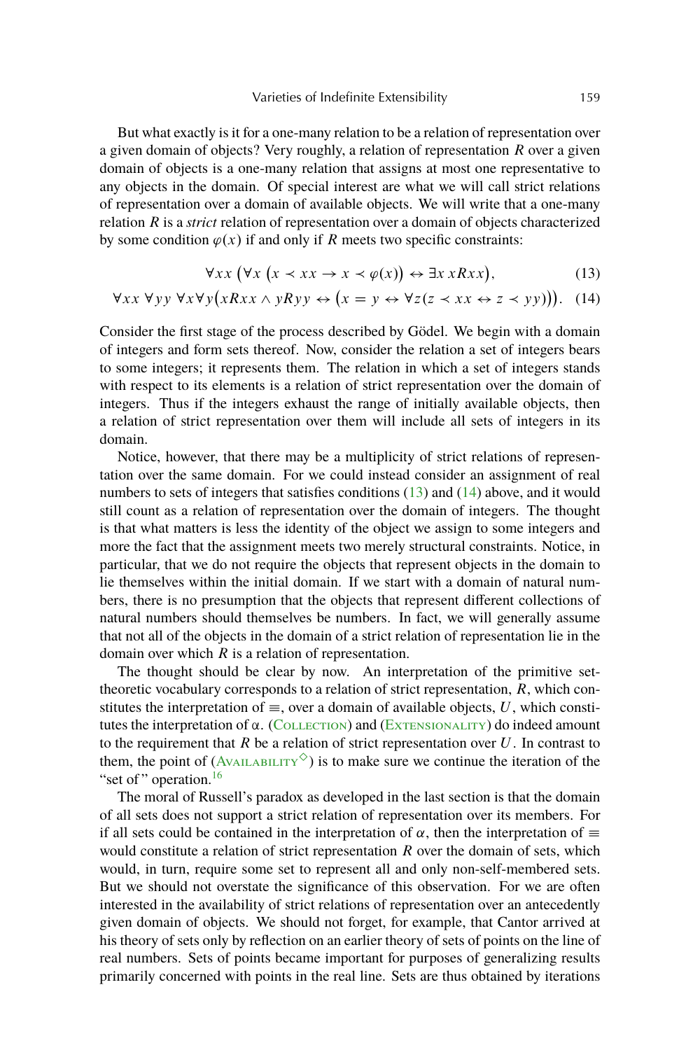But what exactly is it for a one-many relation to be a relation of representation over a given domain of objects? Very roughly, a relation of representation $R$ over a given domain of objects is a one-many relation that assigns at most one representative to any objects in the domain. Of special interest are what we will call strict relations of representation over a domain of available objects. We will write that a one-many relation $R$ is a *strict* relation of representation over a domain of objects characterized by some condition $\varphi(x)$ if and only if $R$ meets two specific constraints:

$$\forall xx \left(\forall x \left(x \prec xx \rightarrow x \prec \varphi(x)\right) \leftrightarrow \exists x\, xRxx\right), \tag{13}$$

$$\forall xx\ \forall yy\ \forall x \forall y \left(xRxx \wedge yRyy \leftrightarrow \left(x = y \leftrightarrow \forall z(z \prec xx \leftrightarrow z \prec yy)\right)\right). \tag{14}$$

Consider the first stage of the process described by Gödel. We begin with a domain of integers and form sets thereof. Now, consider the relation a set of integers bears to some integers; it represents them. The relation in which a set of integers stands with respect to its elements is a relation of strict representation over the domain of integers. Thus if the integers exhaust the range of initially available objects, then a relation of strict representation over them will include all sets of integers in its domain.

Notice, however, that there may be a multiplicity of strict relations of representation over the same domain. For we could instead consider an assignment of real numbers to sets of integers that satisfies conditions (13) and (14) above, and it would still count as a relation of representation over the domain of integers. The thought is that what matters is less the identity of the object we assign to some integers and more the fact that the assignment meets two merely structural constraints. Notice, in particular, that we do not require the objects that represent objects in the domain to lie themselves within the initial domain. If we start with a domain of natural numbers, there is no presumption that the objects that represent different collections of natural numbers should themselves be numbers. In fact, we will generally assume that not all of the objects in the domain of a strict relation of representation lie in the domain over which $R$ is a relation of representation.

The thought should be clear by now. An interpretation of the primitive set-theoretic vocabulary corresponds to a relation of strict representation, $R$, which constitutes the interpretation of $\equiv$, over a domain of available objects, $U$, which constitutes the interpretation of $\alpha$. (Collection) and (Extensionality) do indeed amount to the requirement that $R$ be a relation of strict representation over $U$. In contrast to them, the point of (Availability$^{\diamond}$) is to make sure we continue the iteration of the "set of" operation.[16]

The moral of Russell's paradox as developed in the last section is that the domain of all sets does not support a strict relation of representation over its members. For if all sets could be contained in the interpretation of $\alpha$, then the interpretation of $\equiv$ would constitute a relation of strict representation $R$ over the domain of sets, which would, in turn, require some set to represent all and only non-self-membered sets. But we should not overstate the significance of this observation. For we are often interested in the availability of strict relations of representation over an antecedently given domain of objects. We should not forget, for example, that Cantor arrived at his theory of sets only by reflection on an earlier theory of sets of points on the line of real numbers. Sets of points became important for purposes of generalizing results primarily concerned with points in the real line. Sets are thus obtained by iterations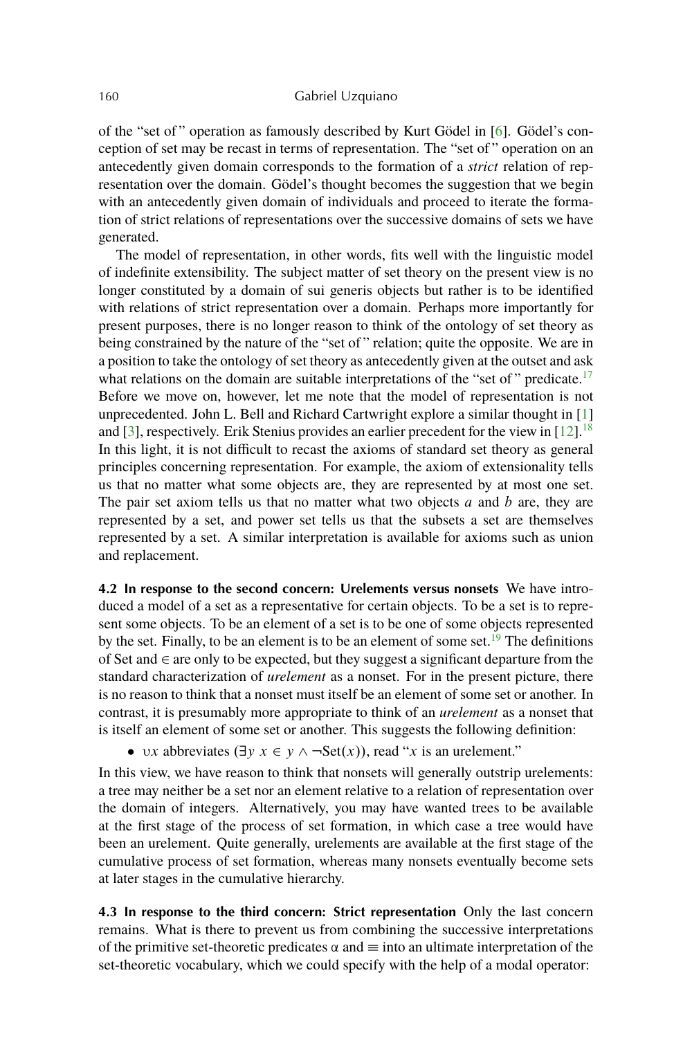of the "set of" operation as famously described by Kurt Gödel in [6]. Gödel's conception of set may be recast in terms of representation. The "set of" operation on an antecedently given domain corresponds to the formation of a *strict* relation of representation over the domain. Gödel's thought becomes the suggestion that we begin with an antecedently given domain of individuals and proceed to iterate the formation of strict relations of representations over the successive domains of sets we have generated.

The model of representation, in other words, fits well with the linguistic model of indefinite extensibility. The subject matter of set theory on the present view is no longer constituted by a domain of sui generis objects but rather is to be identified with relations of strict representation over a domain. Perhaps more importantly for present purposes, there is no longer reason to think of the ontology of set theory as being constrained by the nature of the "set of" relation; quite the opposite. We are in a position to take the ontology of set theory as antecedently given at the outset and ask what relations on the domain are suitable interpretations of the "set of" predicate.[17] Before we move on, however, let me note that the model of representation is not unprecedented. John L. Bell and Richard Cartwright explore a similar thought in [1] and [3], respectively. Erik Stenius provides an earlier precedent for the view in [12].[18] In this light, it is not difficult to recast the axioms of standard set theory as general principles concerning representation. For example, the axiom of extensionality tells us that no matter what some objects are, they are represented by at most one set. The pair set axiom tells us that no matter what two objects $a$ and $b$ are, they are represented by a set, and power set tells us that the subsets a set are themselves represented by a set. A similar interpretation is available for axioms such as union and replacement.

**4.2 In response to the second concern: Urelements versus nonsets** We have introduced a model of a set as a representative for certain objects. To be a set is to represent some objects. To be an element of a set is to be one of some objects represented by the set. Finally, to be an element is to be an element of some set.[19] The definitions of Set and $\in$ are only to be expected, but they suggest a significant departure from the standard characterization of *urelement* as a nonset. For in the present picture, there is no reason to think that a nonset must itself be an element of some set or another. In contrast, it is presumably more appropriate to think of an *urelement* as a nonset that is itself an element of some set or another. This suggests the following definition:

- $\upsilon x$ abbreviates $(\exists y\ x \in y \wedge \neg\text{Set}(x))$, read "$x$ is an urelement."

In this view, we have reason to think that nonsets will generally outstrip urelements: a tree may neither be a set nor an element relative to a relation of representation over the domain of integers. Alternatively, you may have wanted trees to be available at the first stage of the process of set formation, in which case a tree would have been an urelement. Quite generally, urelements are available at the first stage of the cumulative process of set formation, whereas many nonsets eventually become sets at later stages in the cumulative hierarchy.

**4.3 In response to the third concern: Strict representation** Only the last concern remains. What is there to prevent us from combining the successive interpretations of the primitive set-theoretic predicates $\alpha$ and $\equiv$ into an ultimate interpretation of the set-theoretic vocabulary, which we could specify with the help of a modal operator: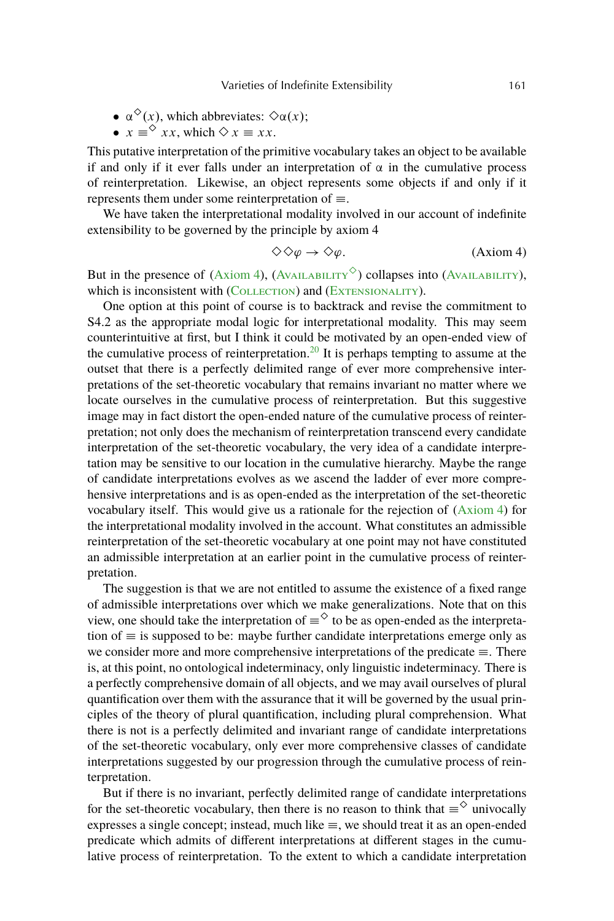- $\alpha^{\Diamond}(x)$, which abbreviates: $\Diamond\alpha(x)$;
- $x \equiv^{\Diamond} xx$, which $\Diamond\, x \equiv xx$.

This putative interpretation of the primitive vocabulary takes an object to be available if and only if it ever falls under an interpretation of α in the cumulative process of reinterpretation. Likewise, an object represents some objects if and only if it represents them under some reinterpretation of ≡.

We have taken the interpretational modality involved in our account of indefinite extensibility to be governed by the principle by axiom 4

$$\Diamond\Diamond\varphi \rightarrow \Diamond\varphi. \qquad \text{(Axiom 4)}$$

But in the presence of (Axiom 4), (Availability$^{\Diamond}$) collapses into (Availability), which is inconsistent with (Collection) and (Extensionality).

One option at this point of course is to backtrack and revise the commitment to S4.2 as the appropriate modal logic for interpretational modality. This may seem counterintuitive at first, but I think it could be motivated by an open-ended view of the cumulative process of reinterpretation.[20] It is perhaps tempting to assume at the outset that there is a perfectly delimited range of ever more comprehensive interpretations of the set-theoretic vocabulary that remains invariant no matter where we locate ourselves in the cumulative process of reinterpretation. But this suggestive image may in fact distort the open-ended nature of the cumulative process of reinterpretation; not only does the mechanism of reinterpretation transcend every candidate interpretation of the set-theoretic vocabulary, the very idea of a candidate interpretation may be sensitive to our location in the cumulative hierarchy. Maybe the range of candidate interpretations evolves as we ascend the ladder of ever more comprehensive interpretations and is as open-ended as the interpretation of the set-theoretic vocabulary itself. This would give us a rationale for the rejection of (Axiom 4) for the interpretational modality involved in the account. What constitutes an admissible reinterpretation of the set-theoretic vocabulary at one point may not have constituted an admissible interpretation at an earlier point in the cumulative process of reinterpretation.

The suggestion is that we are not entitled to assume the existence of a fixed range of admissible interpretations over which we make generalizations. Note that on this view, one should take the interpretation of $\equiv^{\Diamond}$ to be as open-ended as the interpretation of ≡ is supposed to be: maybe further candidate interpretations emerge only as we consider more and more comprehensive interpretations of the predicate ≡. There is, at this point, no ontological indeterminacy, only linguistic indeterminacy. There is a perfectly comprehensive domain of all objects, and we may avail ourselves of plural quantification over them with the assurance that it will be governed by the usual principles of the theory of plural quantification, including plural comprehension. What there is not is a perfectly delimited and invariant range of candidate interpretations of the set-theoretic vocabulary, only ever more comprehensive classes of candidate interpretations suggested by our progression through the cumulative process of reinterpretation.

But if there is no invariant, perfectly delimited range of candidate interpretations for the set-theoretic vocabulary, then there is no reason to think that $\equiv^{\Diamond}$ univocally expresses a single concept; instead, much like ≡, we should treat it as an open-ended predicate which admits of different interpretations at different stages in the cumulative process of reinterpretation. To the extent to which a candidate interpretation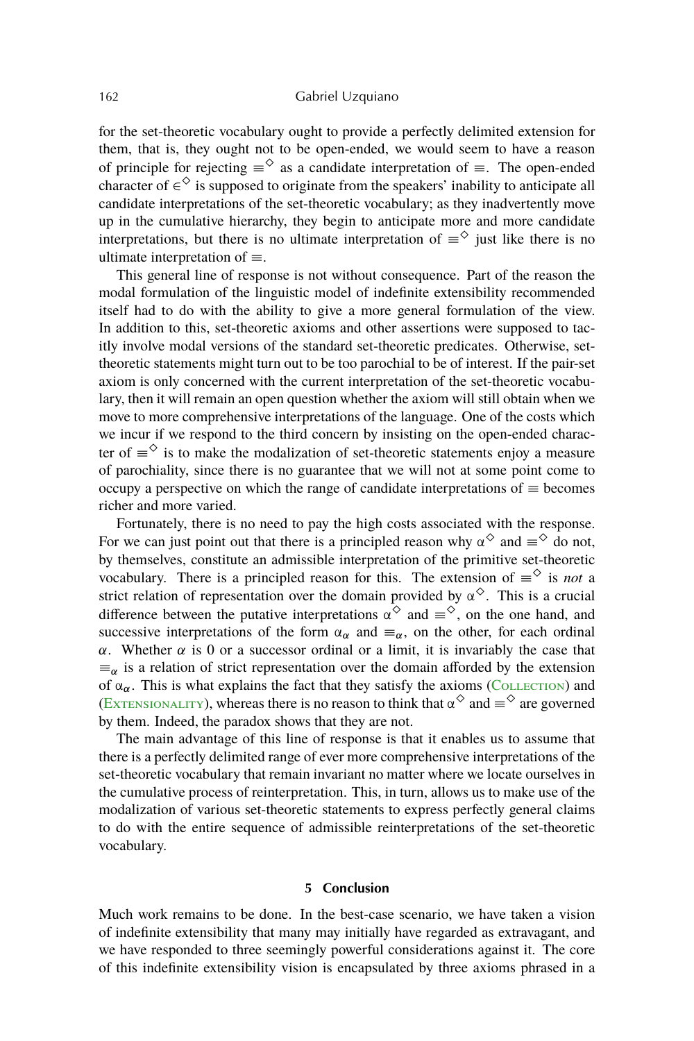for the set-theoretic vocabulary ought to provide a perfectly delimited extension for them, that is, they ought not to be open-ended, we would seem to have a reason of principle for rejecting $\equiv^{\Diamond}$ as a candidate interpretation of $\equiv$. The open-ended character of $\in^{\Diamond}$ is supposed to originate from the speakers' inability to anticipate all candidate interpretations of the set-theoretic vocabulary; as they inadvertently move up in the cumulative hierarchy, they begin to anticipate more and more candidate interpretations, but there is no ultimate interpretation of $\equiv^{\Diamond}$ just like there is no ultimate interpretation of $\equiv$.

This general line of response is not without consequence. Part of the reason the modal formulation of the linguistic model of indefinite extensibility recommended itself had to do with the ability to give a more general formulation of the view. In addition to this, set-theoretic axioms and other assertions were supposed to tacitly involve modal versions of the standard set-theoretic predicates. Otherwise, set-theoretic statements might turn out to be too parochial to be of interest. If the pair-set axiom is only concerned with the current interpretation of the set-theoretic vocabulary, then it will remain an open question whether the axiom will still obtain when we move to more comprehensive interpretations of the language. One of the costs which we incur if we respond to the third concern by insisting on the open-ended character of $\equiv^{\Diamond}$ is to make the modalization of set-theoretic statements enjoy a measure of parochiality, since there is no guarantee that we will not at some point come to occupy a perspective on which the range of candidate interpretations of $\equiv$ becomes richer and more varied.

Fortunately, there is no need to pay the high costs associated with the response. For we can just point out that there is a principled reason why $\alpha^{\Diamond}$ and $\equiv^{\Diamond}$ do not, by themselves, constitute an admissible interpretation of the primitive set-theoretic vocabulary. There is a principled reason for this. The extension of $\equiv^{\Diamond}$ is *not* a strict relation of representation over the domain provided by $\alpha^{\Diamond}$. This is a crucial difference between the putative interpretations $\alpha^{\Diamond}$ and $\equiv^{\Diamond}$, on the one hand, and successive interpretations of the form $\alpha_{\alpha}$ and $\equiv_{\alpha}$, on the other, for each ordinal $\alpha$. Whether $\alpha$ is 0 or a successor ordinal or a limit, it is invariably the case that $\equiv_{\alpha}$ is a relation of strict representation over the domain afforded by the extension of $\alpha_{\alpha}$. This is what explains the fact that they satisfy the axioms (Collection) and (Extensionality), whereas there is no reason to think that $\alpha^{\Diamond}$ and $\equiv^{\Diamond}$ are governed by them. Indeed, the paradox shows that they are not.

The main advantage of this line of response is that it enables us to assume that there is a perfectly delimited range of ever more comprehensive interpretations of the set-theoretic vocabulary that remain invariant no matter where we locate ourselves in the cumulative process of reinterpretation. This, in turn, allows us to make use of the modalization of various set-theoretic statements to express perfectly general claims to do with the entire sequence of admissible reinterpretations of the set-theoretic vocabulary.

## 5 Conclusion

Much work remains to be done. In the best-case scenario, we have taken a vision of indefinite extensibility that many may initially have regarded as extravagant, and we have responded to three seemingly powerful considerations against it. The core of this indefinite extensibility vision is encapsulated by three axioms phrased in a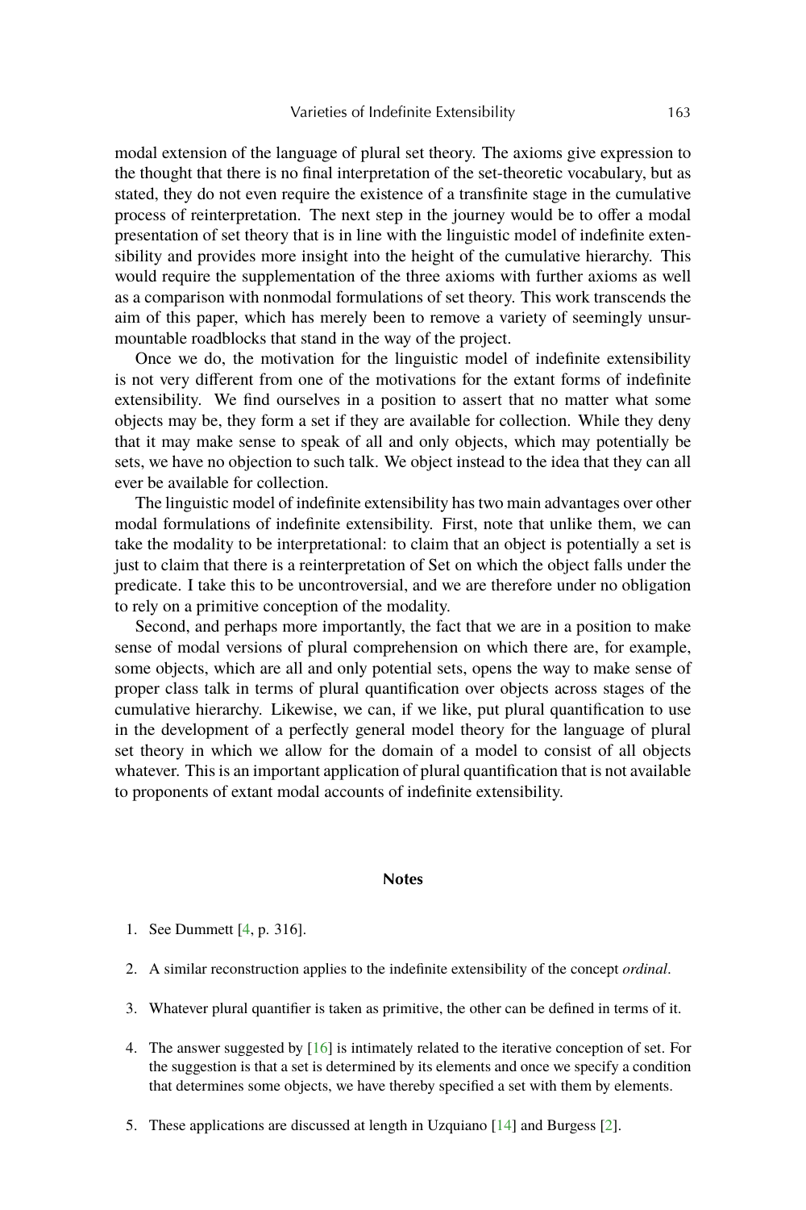modal extension of the language of plural set theory. The axioms give expression to the thought that there is no final interpretation of the set-theoretic vocabulary, but as stated, they do not even require the existence of a transfinite stage in the cumulative process of reinterpretation. The next step in the journey would be to offer a modal presentation of set theory that is in line with the linguistic model of indefinite extensibility and provides more insight into the height of the cumulative hierarchy. This would require the supplementation of the three axioms with further axioms as well as a comparison with nonmodal formulations of set theory. This work transcends the aim of this paper, which has merely been to remove a variety of seemingly unsurmountable roadblocks that stand in the way of the project.

Once we do, the motivation for the linguistic model of indefinite extensibility is not very different from one of the motivations for the extant forms of indefinite extensibility. We find ourselves in a position to assert that no matter what some objects may be, they form a set if they are available for collection. While they deny that it may make sense to speak of all and only objects, which may potentially be sets, we have no objection to such talk. We object instead to the idea that they can all ever be available for collection.

The linguistic model of indefinite extensibility has two main advantages over other modal formulations of indefinite extensibility. First, note that unlike them, we can take the modality to be interpretational: to claim that an object is potentially a set is just to claim that there is a reinterpretation of Set on which the object falls under the predicate. I take this to be uncontroversial, and we are therefore under no obligation to rely on a primitive conception of the modality.

Second, and perhaps more importantly, the fact that we are in a position to make sense of modal versions of plural comprehension on which there are, for example, some objects, which are all and only potential sets, opens the way to make sense of proper class talk in terms of plural quantification over objects across stages of the cumulative hierarchy. Likewise, we can, if we like, put plural quantification to use in the development of a perfectly general model theory for the language of plural set theory in which we allow for the domain of a model to consist of all objects whatever. This is an important application of plural quantification that is not available to proponents of extant modal accounts of indefinite extensibility.

## Notes

1. See Dummett [4, p. 316].
2. A similar reconstruction applies to the indefinite extensibility of the concept *ordinal*.
3. Whatever plural quantifier is taken as primitive, the other can be defined in terms of it.
4. The answer suggested by [16] is intimately related to the iterative conception of set. For the suggestion is that a set is determined by its elements and once we specify a condition that determines some objects, we have thereby specified a set with them by elements.
5. These applications are discussed at length in Uzquiano [14] and Burgess [2].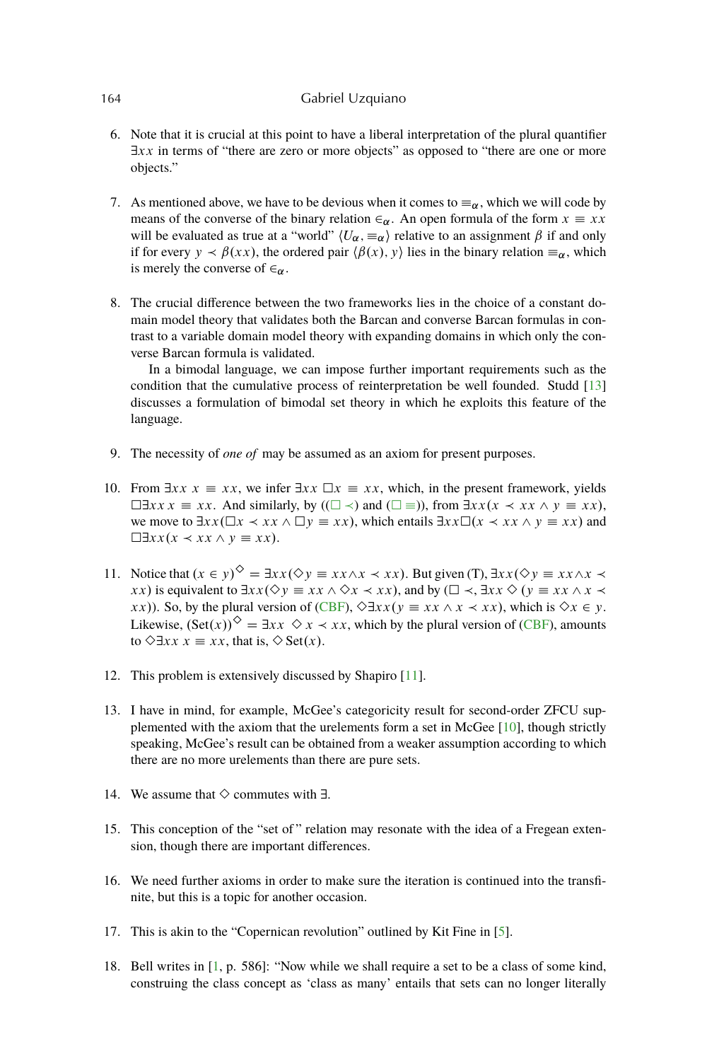6. Note that it is crucial at this point to have a liberal interpretation of the plural quantifier $\exists xx$ in terms of "there are zero or more objects" as opposed to "there are one or more objects."

7. As mentioned above, we have to be devious when it comes to $\equiv_\alpha$, which we will code by means of the converse of the binary relation $\in_\alpha$. An open formula of the form $x \equiv xx$ will be evaluated as true at a "world" $\langle U_\alpha, \equiv_\alpha \rangle$ relative to an assignment $\beta$ if and only if for every $y \prec \beta(xx)$, the ordered pair $\langle \beta(x), y \rangle$ lies in the binary relation $\equiv_\alpha$, which is merely the converse of $\in_\alpha$.

8. The crucial difference between the two frameworks lies in the choice of a constant domain model theory that validates both the Barcan and converse Barcan formulas in contrast to a variable domain model theory with expanding domains in which only the converse Barcan formula is validated.

   In a bimodal language, we can impose further important requirements such as the condition that the cumulative process of reinterpretation be well founded. Studd [13] discusses a formulation of bimodal set theory in which he exploits this feature of the language.

9. The necessity of *one of* may be assumed as an axiom for present purposes.

10. From $\exists xx\ x \equiv xx$, we infer $\exists xx\ \Box x \equiv xx$, which, in the present framework, yields $\Box \exists xx\ x \equiv xx$. And similarly, by (($\Box \prec$) and ($\Box \equiv$)), from $\exists xx(x \prec xx \wedge y \equiv xx)$, we move to $\exists xx(\Box x \prec xx \wedge \Box y \equiv xx)$, which entails $\exists xx \Box(x \prec xx \wedge y \equiv xx)$ and $\Box \exists xx(x \prec xx \wedge y \equiv xx)$.

11. Notice that $(x \in y)^\Diamond = \exists xx(\Diamond y \equiv xx \wedge x \prec xx)$. But given (T), $\exists xx(\Diamond y \equiv xx \wedge x \prec xx)$ is equivalent to $\exists xx(\Diamond y \equiv xx \wedge \Diamond x \prec xx)$, and by ($\Box \prec$, $\exists xx \Diamond (y \equiv xx \wedge x \prec xx)$). So, by the plural version of (CBF), $\Diamond \exists xx(y \equiv xx \wedge x \prec xx)$, which is $\Diamond x \in y$. Likewise, $(\text{Set}(x))^\Diamond = \exists xx\ \Diamond x \prec xx$, which by the plural version of (CBF), amounts to $\Diamond \exists xx\ x \equiv xx$, that is, $\Diamond \text{Set}(x)$.

12. This problem is extensively discussed by Shapiro [11].

13. I have in mind, for example, McGee's categoricity result for second-order ZFCU supplemented with the axiom that the urelements form a set in McGee [10], though strictly speaking, McGee's result can be obtained from a weaker assumption according to which there are no more urelements than there are pure sets.

14. We assume that $\Diamond$ commutes with $\exists$.

15. This conception of the "set of" relation may resonate with the idea of a Fregean extension, though there are important differences.

16. We need further axioms in order to make sure the iteration is continued into the transfinite, but this is a topic for another occasion.

17. This is akin to the "Copernican revolution" outlined by Kit Fine in [5].

18. Bell writes in [1, p. 586]: "Now while we shall require a set to be a class of some kind, construing the class concept as 'class as many' entails that sets can no longer literally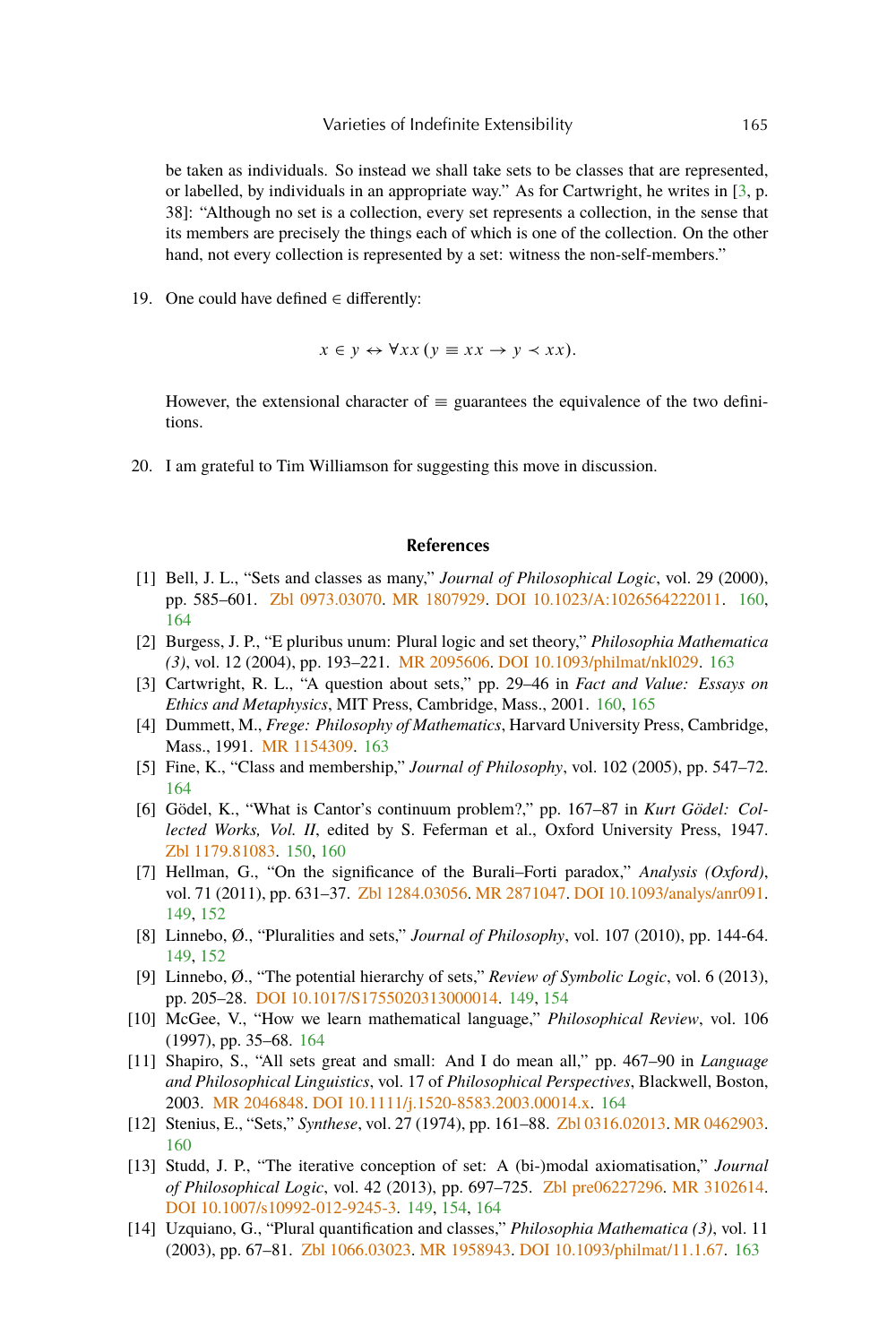be taken as individuals. So instead we shall take sets to be classes that are represented, or labelled, by individuals in an appropriate way." As for Cartwright, he writes in [3, p. 38]: "Although no set is a collection, every set represents a collection, in the sense that its members are precisely the things each of which is one of the collection. On the other hand, not every collection is represented by a set: witness the non-self-members."

19. One could have defined $\in$ differently:

$$x \in y \leftrightarrow \forall xx\,(y \equiv xx \rightarrow y \prec xx).$$

However, the extensional character of $\equiv$ guarantees the equivalence of the two definitions.

20. I am grateful to Tim Williamson for suggesting this move in discussion.

## References

[1] Bell, J. L., "Sets and classes as many," *Journal of Philosophical Logic*, vol. 29 (2000), pp. 585–601. Zbl 0973.03070. MR 1807929. DOI 10.1023/A:1026564222011. 160, 164

[2] Burgess, J. P., "E pluribus unum: Plural logic and set theory," *Philosophia Mathematica (3)*, vol. 12 (2004), pp. 193–221. MR 2095606. DOI 10.1093/philmat/nkl029. 163

[3] Cartwright, R. L., "A question about sets," pp. 29–46 in *Fact and Value: Essays on Ethics and Metaphysics*, MIT Press, Cambridge, Mass., 2001. 160, 165

[4] Dummett, M., *Frege: Philosophy of Mathematics*, Harvard University Press, Cambridge, Mass., 1991. MR 1154309. 163

[5] Fine, K., "Class and membership," *Journal of Philosophy*, vol. 102 (2005), pp. 547–72. 164

[6] Gödel, K., "What is Cantor's continuum problem?," pp. 167–87 in *Kurt Gödel: Collected Works, Vol. II*, edited by S. Feferman et al., Oxford University Press, 1947. Zbl 1179.81083. 150, 160

[7] Hellman, G., "On the significance of the Burali–Forti paradox," *Analysis (Oxford)*, vol. 71 (2011), pp. 631–37. Zbl 1284.03056. MR 2871047. DOI 10.1093/analys/anr091. 149, 152

[8] Linnebo, Ø., "Pluralities and sets," *Journal of Philosophy*, vol. 107 (2010), pp. 144-64. 149, 152

[9] Linnebo, Ø., "The potential hierarchy of sets," *Review of Symbolic Logic*, vol. 6 (2013), pp. 205–28. DOI 10.1017/S1755020313000014. 149, 154

[10] McGee, V., "How we learn mathematical language," *Philosophical Review*, vol. 106 (1997), pp. 35–68. 164

[11] Shapiro, S., "All sets great and small: And I do mean all," pp. 467–90 in *Language and Philosophical Linguistics*, vol. 17 of *Philosophical Perspectives*, Blackwell, Boston, 2003. MR 2046848. DOI 10.1111/j.1520-8583.2003.00014.x. 164

[12] Stenius, E., "Sets," *Synthese*, vol. 27 (1974), pp. 161–88. Zbl 0316.02013. MR 0462903. 160

[13] Studd, J. P., "The iterative conception of set: A (bi-)modal axiomatisation," *Journal of Philosophical Logic*, vol. 42 (2013), pp. 697–725. Zbl pre06227296. MR 3102614. DOI 10.1007/s10992-012-9245-3. 149, 154, 164

[14] Uzquiano, G., "Plural quantification and classes," *Philosophia Mathematica (3)*, vol. 11 (2003), pp. 67–81. Zbl 1066.03023. MR 1958943. DOI 10.1093/philmat/11.1.67. 163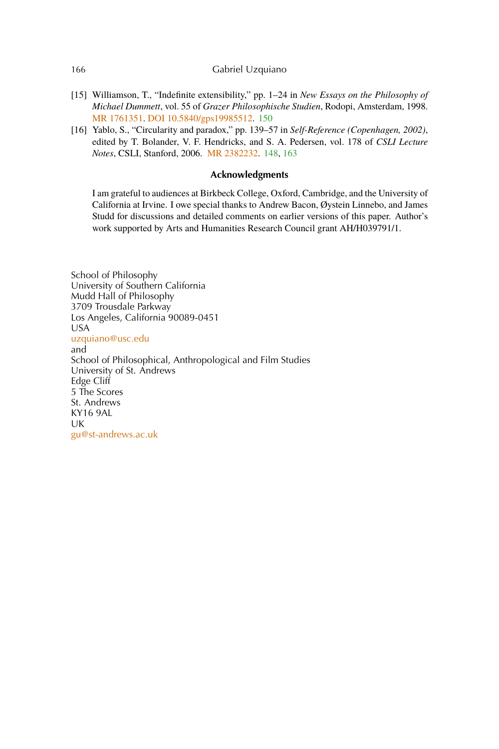[15] Williamson, T., "Indefinite extensibility," pp. 1–24 in *New Essays on the Philosophy of Michael Dummett*, vol. 55 of *Grazer Philosophische Studien*, Rodopi, Amsterdam, 1998. MR 1761351. DOI 10.5840/gps19985512. 150

[16] Yablo, S., "Circularity and paradox," pp. 139–57 in *Self-Reference (Copenhagen, 2002)*, edited by T. Bolander, V. F. Hendricks, and S. A. Pedersen, vol. 178 of *CSLI Lecture Notes*, CSLI, Stanford, 2006. MR 2382232. 148, 163

## Acknowledgments

I am grateful to audiences at Birkbeck College, Oxford, Cambridge, and the University of California at Irvine. I owe special thanks to Andrew Bacon, Øystein Linnebo, and James Studd for discussions and detailed comments on earlier versions of this paper. Author's work supported by Arts and Humanities Research Council grant AH/H039791/1.

School of Philosophy
University of Southern California
Mudd Hall of Philosophy
3709 Trousdale Parkway
Los Angeles, California 90089-0451
USA
uzquiano@usc.edu
and
School of Philosophical, Anthropological and Film Studies
University of St. Andrews
Edge Cliff
5 The Scores
St. Andrews
KY16 9AL
UK
gu@st-andrews.ac.uk